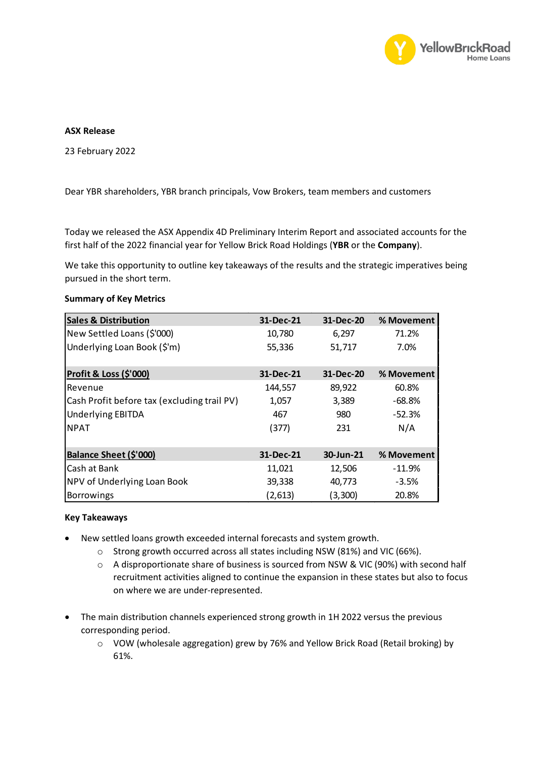**ASX Release**

23 February 2022

Dear YBR shareholders, YBR branch principals, Vow Brokers, team members and customers

Today we released the ASX Appendix 4D Preliminary Interim Report and associated accounts for the first half of the 2022 financial year for Yellow Brick Road Holdings (**YBR** or the **Company**).

We take this opportunity to outline key takeaways of the results and the strategic imperatives being pursued in the short term.

**Summary of Key Metrics**

| **Sales & Distribution** | **31-Dec-21** | **31-Dec-20** | **% Movement** |
|---|---|---|---|
| New Settled Loans ($'000) | 10,780 | 6,297 | 71.2% |
| Underlying Loan Book ($'m) | 55,336 | 51,717 | 7.0% |
| | | | |
| **Profit & Loss ($'000)** | **31-Dec-21** | **31-Dec-20** | **% Movement** |
| Revenue | 144,557 | 89,922 | 60.8% |
| Cash Profit before tax (excluding trail PV) | 1,057 | 3,389 | -68.8% |
| Underlying EBITDA | 467 | 980 | -52.3% |
| NPAT | (377) | 231 | N/A |
| | | | |
| **Balance Sheet ($'000)** | **31-Dec-21** | **30-Jun-21** | **% Movement** |
| Cash at Bank | 11,021 | 12,506 | -11.9% |
| NPV of Underlying Loan Book | 39,338 | 40,773 | -3.5% |
| Borrowings | (2,613) | (3,300) | 20.8% |

**Key Takeaways**

- New settled loans growth exceeded internal forecasts and system growth.
  - Strong growth occurred across all states including NSW (81%) and VIC (66%).
  - A disproportionate share of business is sourced from NSW & VIC (90%) with second half recruitment activities aligned to continue the expansion in these states but also to focus on where we are under-represented.

- The main distribution channels experienced strong growth in 1H 2022 versus the previous corresponding period.
  - VOW (wholesale aggregation) grew by 76% and Yellow Brick Road (Retail broking) by 61%.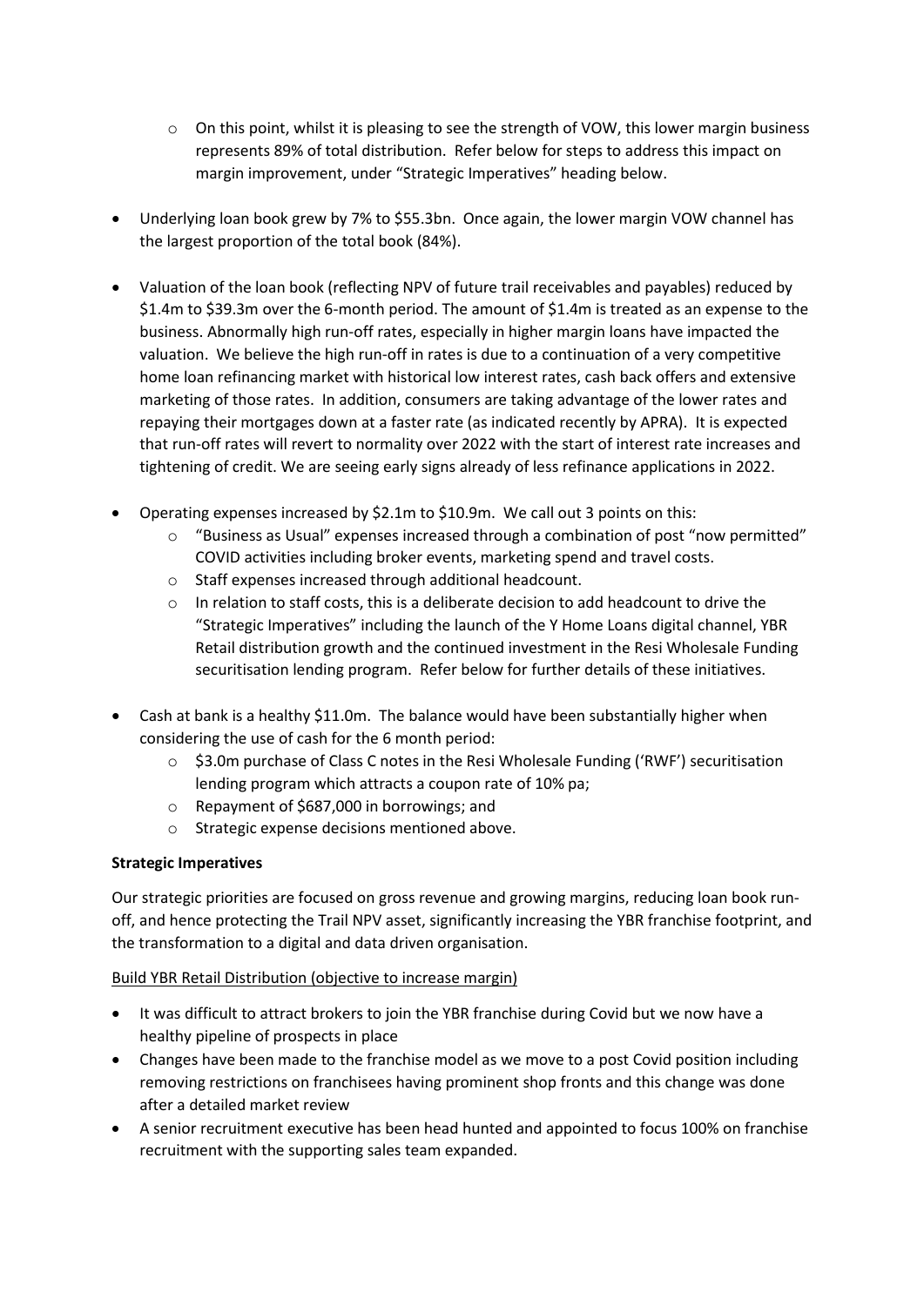- On this point, whilst it is pleasing to see the strength of VOW, this lower margin business represents 89% of total distribution. Refer below for steps to address this impact on margin improvement, under "Strategic Imperatives" heading below.

- Underlying loan book grew by 7% to $55.3bn. Once again, the lower margin VOW channel has the largest proportion of the total book (84%).

- Valuation of the loan book (reflecting NPV of future trail receivables and payables) reduced by $1.4m to $39.3m over the 6-month period. The amount of $1.4m is treated as an expense to the business. Abnormally high run-off rates, especially in higher margin loans have impacted the valuation. We believe the high run-off in rates is due to a continuation of a very competitive home loan refinancing market with historical low interest rates, cash back offers and extensive marketing of those rates. In addition, consumers are taking advantage of the lower rates and repaying their mortgages down at a faster rate (as indicated recently by APRA). It is expected that run-off rates will revert to normality over 2022 with the start of interest rate increases and tightening of credit. We are seeing early signs already of less refinance applications in 2022.

- Operating expenses increased by $2.1m to $10.9m. We call out 3 points on this:
  - "Business as Usual" expenses increased through a combination of post "now permitted" COVID activities including broker events, marketing spend and travel costs.
  - Staff expenses increased through additional headcount.
  - In relation to staff costs, this is a deliberate decision to add headcount to drive the "Strategic Imperatives" including the launch of the Y Home Loans digital channel, YBR Retail distribution growth and the continued investment in the Resi Wholesale Funding securitisation lending program. Refer below for further details of these initiatives.

- Cash at bank is a healthy $11.0m. The balance would have been substantially higher when considering the use of cash for the 6 month period:
  - $3.0m purchase of Class C notes in the Resi Wholesale Funding ('RWF') securitisation lending program which attracts a coupon rate of 10% pa;
  - Repayment of $687,000 in borrowings; and
  - Strategic expense decisions mentioned above.

**Strategic Imperatives**

Our strategic priorities are focused on gross revenue and growing margins, reducing loan book run-off, and hence protecting the Trail NPV asset, significantly increasing the YBR franchise footprint, and the transformation to a digital and data driven organisation.

Build YBR Retail Distribution (objective to increase margin)

- It was difficult to attract brokers to join the YBR franchise during Covid but we now have a healthy pipeline of prospects in place
- Changes have been made to the franchise model as we move to a post Covid position including removing restrictions on franchisees having prominent shop fronts and this change was done after a detailed market review
- A senior recruitment executive has been head hunted and appointed to focus 100% on franchise recruitment with the supporting sales team expanded.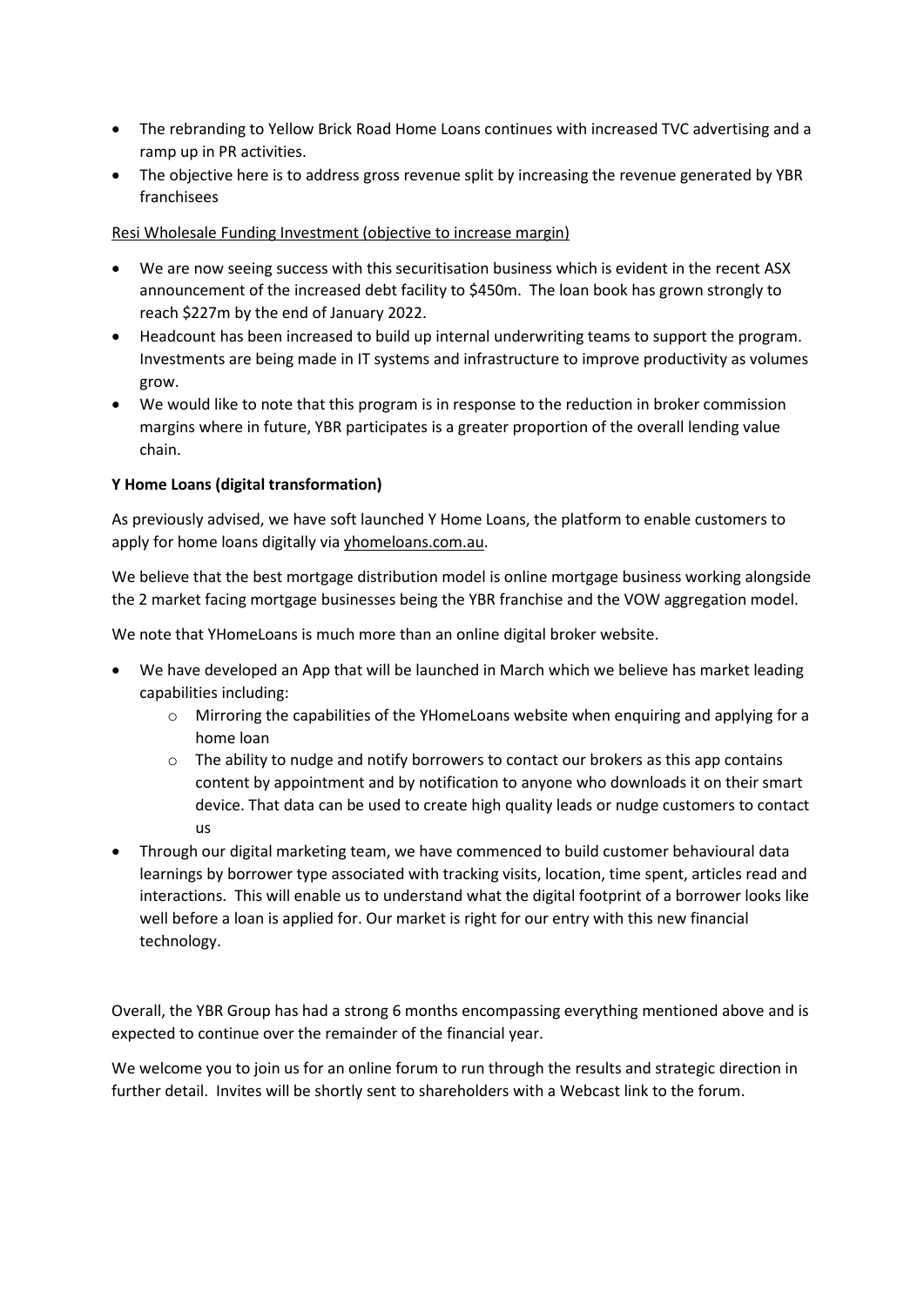- The rebranding to Yellow Brick Road Home Loans continues with increased TVC advertising and a ramp up in PR activities.
- The objective here is to address gross revenue split by increasing the revenue generated by YBR franchisees

<u>Resi Wholesale Funding Investment (objective to increase margin)</u>

- We are now seeing success with this securitisation business which is evident in the recent ASX announcement of the increased debt facility to $450m. The loan book has grown strongly to reach $227m by the end of January 2022.
- Headcount has been increased to build up internal underwriting teams to support the program. Investments are being made in IT systems and infrastructure to improve productivity as volumes grow.
- We would like to note that this program is in response to the reduction in broker commission margins where in future, YBR participates is a greater proportion of the overall lending value chain.

**Y Home Loans (digital transformation)**

As previously advised, we have soft launched Y Home Loans, the platform to enable customers to apply for home loans digitally via yhomeloans.com.au.

We believe that the best mortgage distribution model is online mortgage business working alongside the 2 market facing mortgage businesses being the YBR franchise and the VOW aggregation model.

We note that YHomeLoans is much more than an online digital broker website.

- We have developed an App that will be launched in March which we believe has market leading capabilities including:
  - Mirroring the capabilities of the YHomeLoans website when enquiring and applying for a home loan
  - The ability to nudge and notify borrowers to contact our brokers as this app contains content by appointment and by notification to anyone who downloads it on their smart device. That data can be used to create high quality leads or nudge customers to contact us
- Through our digital marketing team, we have commenced to build customer behavioural data learnings by borrower type associated with tracking visits, location, time spent, articles read and interactions. This will enable us to understand what the digital footprint of a borrower looks like well before a loan is applied for. Our market is right for our entry with this new financial technology.

Overall, the YBR Group has had a strong 6 months encompassing everything mentioned above and is expected to continue over the remainder of the financial year.

We welcome you to join us for an online forum to run through the results and strategic direction in further detail. Invites will be shortly sent to shareholders with a Webcast link to the forum.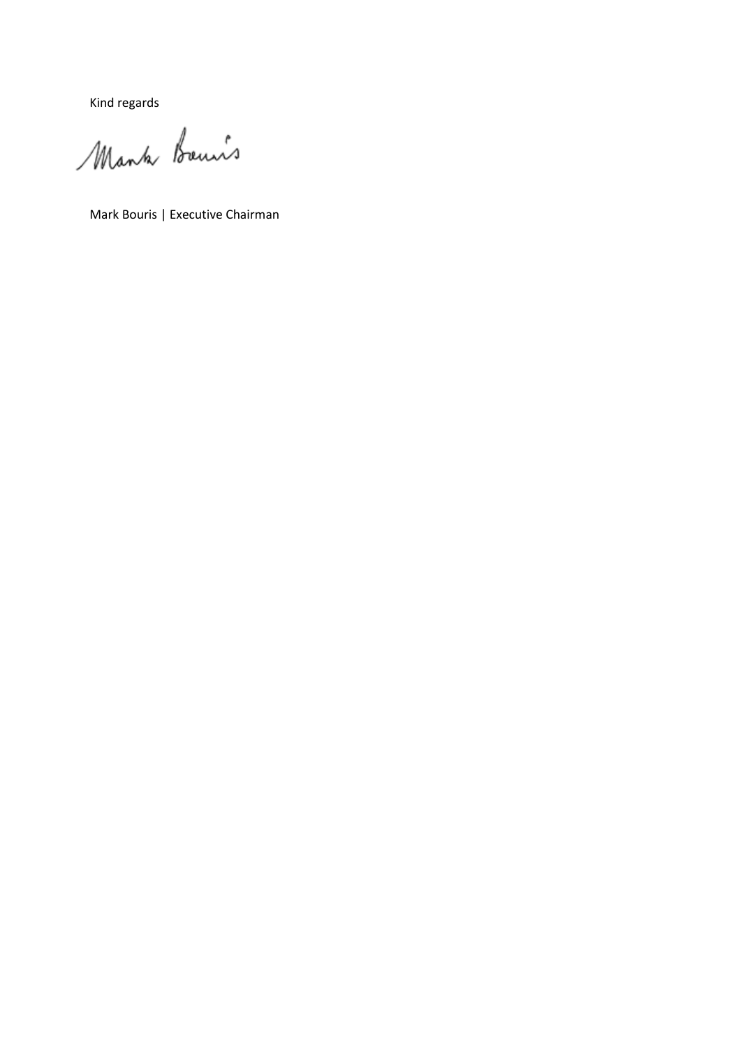Kind regards

Mark Bouris | Executive Chairman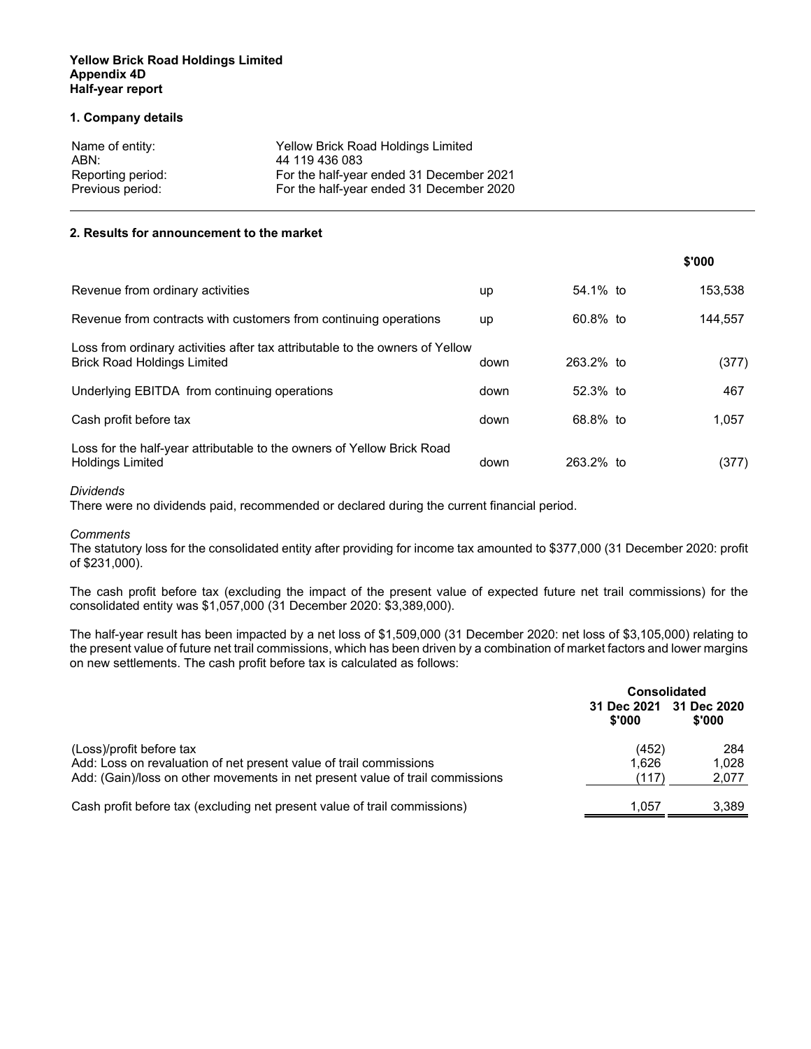**Yellow Brick Road Holdings Limited**
**Appendix 4D**
**Half-year report**

## 1. Company details

| | |
|---|---|
| Name of entity: | Yellow Brick Road Holdings Limited |
| ABN: | 44 119 436 083 |
| Reporting period: | For the half-year ended 31 December 2021 |
| Previous period: | For the half-year ended 31 December 2020 |

## 2. Results for announcement to the market

| | | | $'000 |
|---|---|---|---|
| Revenue from ordinary activities | up | 54.1% to | 153,538 |
| Revenue from contracts with customers from continuing operations | up | 60.8% to | 144,557 |
| Loss from ordinary activities after tax attributable to the owners of Yellow Brick Road Holdings Limited | down | 263.2% to | (377) |
| Underlying EBITDA from continuing operations | down | 52.3% to | 467 |
| Cash profit before tax | down | 68.8% to | 1,057 |
| Loss for the half-year attributable to the owners of Yellow Brick Road Holdings Limited | down | 263.2% to | (377) |

*Dividends*

There were no dividends paid, recommended or declared during the current financial period.

*Comments*

The statutory loss for the consolidated entity after providing for income tax amounted to $377,000 (31 December 2020: profit of $231,000).

The cash profit before tax (excluding the impact of the present value of expected future net trail commissions) for the consolidated entity was $1,057,000 (31 December 2020: $3,389,000).

The half-year result has been impacted by a net loss of $1,509,000 (31 December 2020: net loss of $3,105,000) relating to the present value of future net trail commissions, which has been driven by a combination of market factors and lower margins on new settlements. The cash profit before tax is calculated as follows:

| | Consolidated | |
|---|---|---|
| | 31 Dec 2021 $'000 | 31 Dec 2020 $'000 |
| (Loss)/profit before tax | (452) | 284 |
| Add: Loss on revaluation of net present value of trail commissions | 1,626 | 1,028 |
| Add: (Gain)/loss on other movements in net present value of trail commissions | (117) | 2,077 |
| Cash profit before tax (excluding net present value of trail commissions) | 1,057 | 3,389 |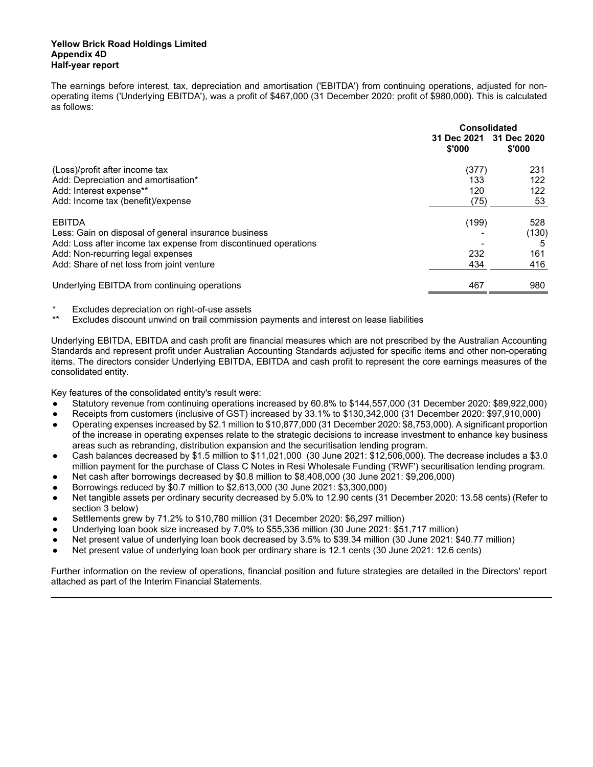**Yellow Brick Road Holdings Limited**
**Appendix 4D**
**Half-year report**

The earnings before interest, tax, depreciation and amortisation ('EBITDA') from continuing operations, adjusted for non-operating items ('Underlying EBITDA'), was a profit of $467,000 (31 December 2020: profit of $980,000). This is calculated as follows:

| | Consolidated | |
|---|---|---|
| | 31 Dec 2021 $'000 | 31 Dec 2020 $'000 |
| (Loss)/profit after income tax | (377) | 231 |
| Add: Depreciation and amortisation* | 133 | 122 |
| Add: Interest expense** | 120 | 122 |
| Add: Income tax (benefit)/expense | (75) | 53 |
| EBITDA | (199) | 528 |
| Less: Gain on disposal of general insurance business | - | (130) |
| Add: Loss after income tax expense from discontinued operations | - | 5 |
| Add: Non-recurring legal expenses | 232 | 161 |
| Add: Share of net loss from joint venture | 434 | 416 |
| Underlying EBITDA from continuing operations | 467 | 980 |

\* Excludes depreciation on right-of-use assets
\*\* Excludes discount unwind on trail commission payments and interest on lease liabilities

Underlying EBITDA, EBITDA and cash profit are financial measures which are not prescribed by the Australian Accounting Standards and represent profit under Australian Accounting Standards adjusted for specific items and other non-operating items. The directors consider Underlying EBITDA, EBITDA and cash profit to represent the core earnings measures of the consolidated entity.

Key features of the consolidated entity's result were:

- Statutory revenue from continuing operations increased by 60.8% to $144,557,000 (31 December 2020: $89,922,000)
- Receipts from customers (inclusive of GST) increased by 33.1% to $130,342,000 (31 December 2020: $97,910,000)
- Operating expenses increased by $2.1 million to $10,877,000 (31 December 2020: $8,753,000). A significant proportion of the increase in operating expenses relate to the strategic decisions to increase investment to enhance key business areas such as rebranding, distribution expansion and the securitisation lending program.
- Cash balances decreased by $1.5 million to $11,021,000 (30 June 2021: $12,506,000). The decrease includes a $3.0 million payment for the purchase of Class C Notes in Resi Wholesale Funding ('RWF') securitisation lending program.
- Net cash after borrowings decreased by $0.8 million to $8,408,000 (30 June 2021: $9,206,000)
- Borrowings reduced by $0.7 million to $2,613,000 (30 June 2021: $3,300,000)
- Net tangible assets per ordinary security decreased by 5.0% to 12.90 cents (31 December 2020: 13.58 cents) (Refer to section 3 below)
- Settlements grew by 71.2% to $10,780 million (31 December 2020: $6,297 million)
- Underlying loan book size increased by 7.0% to $55,336 million (30 June 2021: $51,717 million)
- Net present value of underlying loan book decreased by 3.5% to $39.34 million (30 June 2021: $40.77 million)
- Net present value of underlying loan book per ordinary share is 12.1 cents (30 June 2021: 12.6 cents)

Further information on the review of operations, financial position and future strategies are detailed in the Directors' report attached as part of the Interim Financial Statements.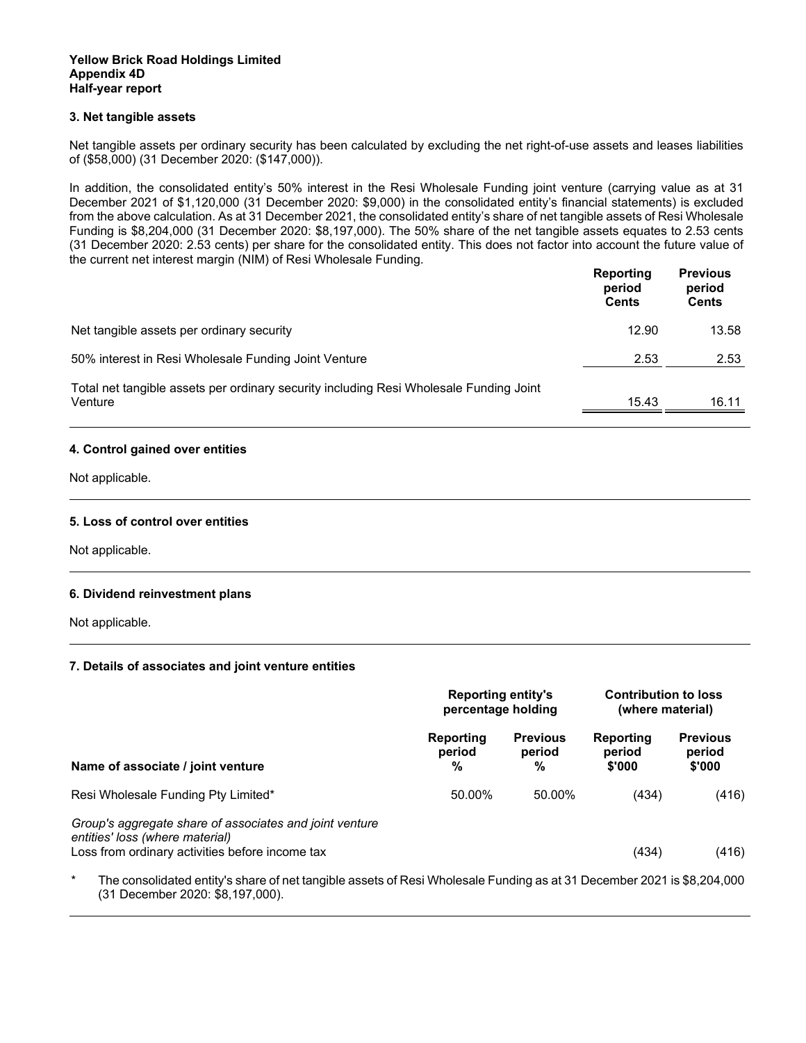### 3. Net tangible assets

Net tangible assets per ordinary security has been calculated by excluding the net right-of-use assets and leases liabilities of ($58,000) (31 December 2020: ($147,000)).

In addition, the consolidated entity's 50% interest in the Resi Wholesale Funding joint venture (carrying value as at 31 December 2021 of $1,120,000 (31 December 2020: $9,000) in the consolidated entity's financial statements) is excluded from the above calculation. As at 31 December 2021, the consolidated entity's share of net tangible assets of Resi Wholesale Funding is $8,204,000 (31 December 2020: $8,197,000). The 50% share of the net tangible assets equates to 2.53 cents (31 December 2020: 2.53 cents) per share for the consolidated entity. This does not factor into account the future value of the current net interest margin (NIM) of Resi Wholesale Funding.

| | Reporting period Cents | Previous period Cents |
|---|---|---|
| Net tangible assets per ordinary security | 12.90 | 13.58 |
| 50% interest in Resi Wholesale Funding Joint Venture | 2.53 | 2.53 |
| Total net tangible assets per ordinary security including Resi Wholesale Funding Joint Venture | 15.43 | 16.11 |

### 4. Control gained over entities

Not applicable.

### 5. Loss of control over entities

Not applicable.

### 6. Dividend reinvestment plans

Not applicable.

### 7. Details of associates and joint venture entities

| | Reporting entity's percentage holding | | Contribution to loss (where material) | |
|---|---|---|---|---|
| Name of associate / joint venture | Reporting period % | Previous period % | Reporting period $'000 | Previous period $'000 |
| Resi Wholesale Funding Pty Limited* | 50.00% | 50.00% | (434) | (416) |
| *Group's aggregate share of associates and joint venture entities' loss (where material)* | | | | |
| Loss from ordinary activities before income tax | | | (434) | (416) |

\* The consolidated entity's share of net tangible assets of Resi Wholesale Funding as at 31 December 2021 is $8,204,000 (31 December 2020: $8,197,000).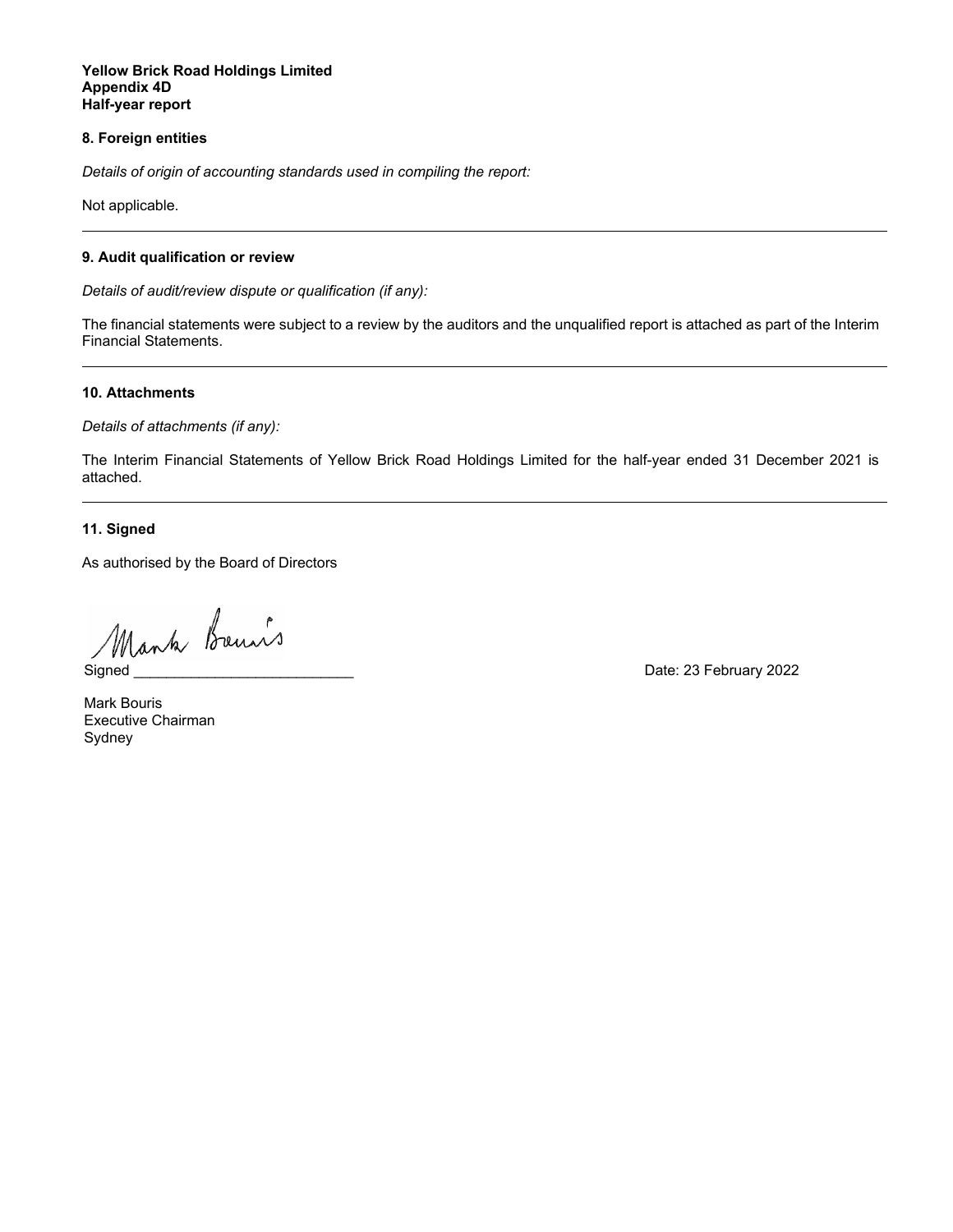**Yellow Brick Road Holdings Limited**
**Appendix 4D**
**Half-year report**

## 8. Foreign entities

*Details of origin of accounting standards used in compiling the report:*

Not applicable.

---

## 9. Audit qualification or review

*Details of audit/review dispute or qualification (if any):*

The financial statements were subject to a review by the auditors and the unqualified report is attached as part of the Interim Financial Statements.

---

## 10. Attachments

*Details of attachments (if any):*

The Interim Financial Statements of Yellow Brick Road Holdings Limited for the half-year ended 31 December 2021 is attached.

---

## 11. Signed

As authorised by the Board of Directors

Signed ___________________________ Date: 23 February 2022

Mark Bouris
Executive Chairman
Sydney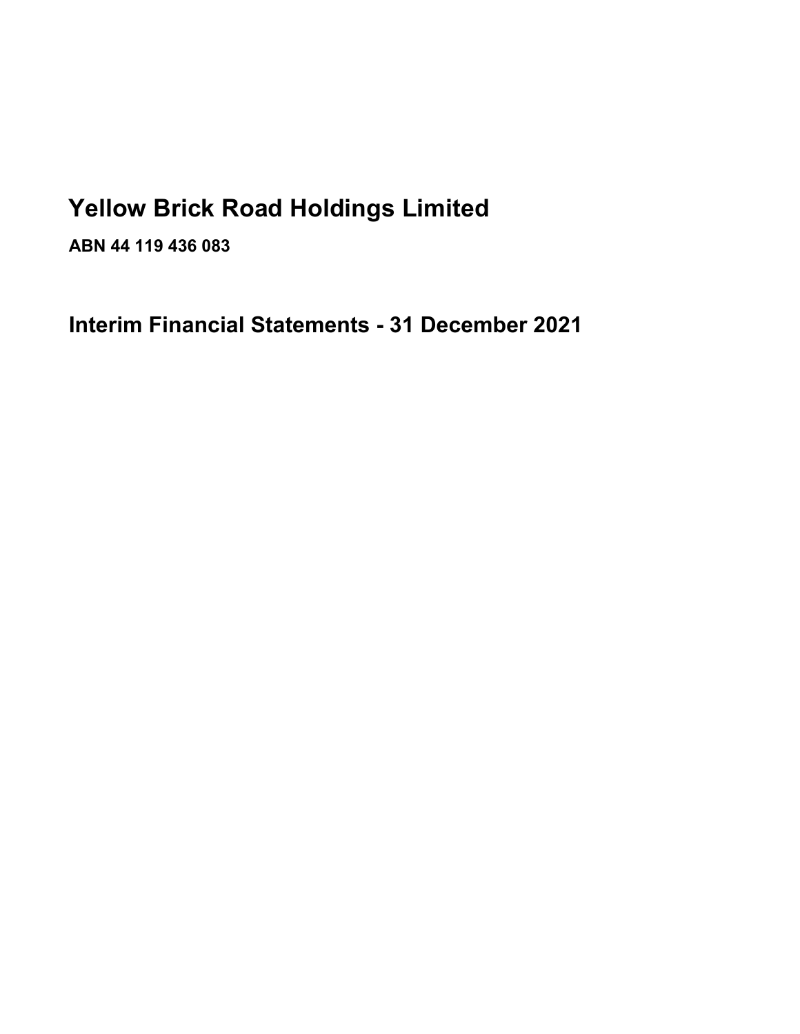# Yellow Brick Road Holdings Limited

**ABN 44 119 436 083**

## Interim Financial Statements - 31 December 2021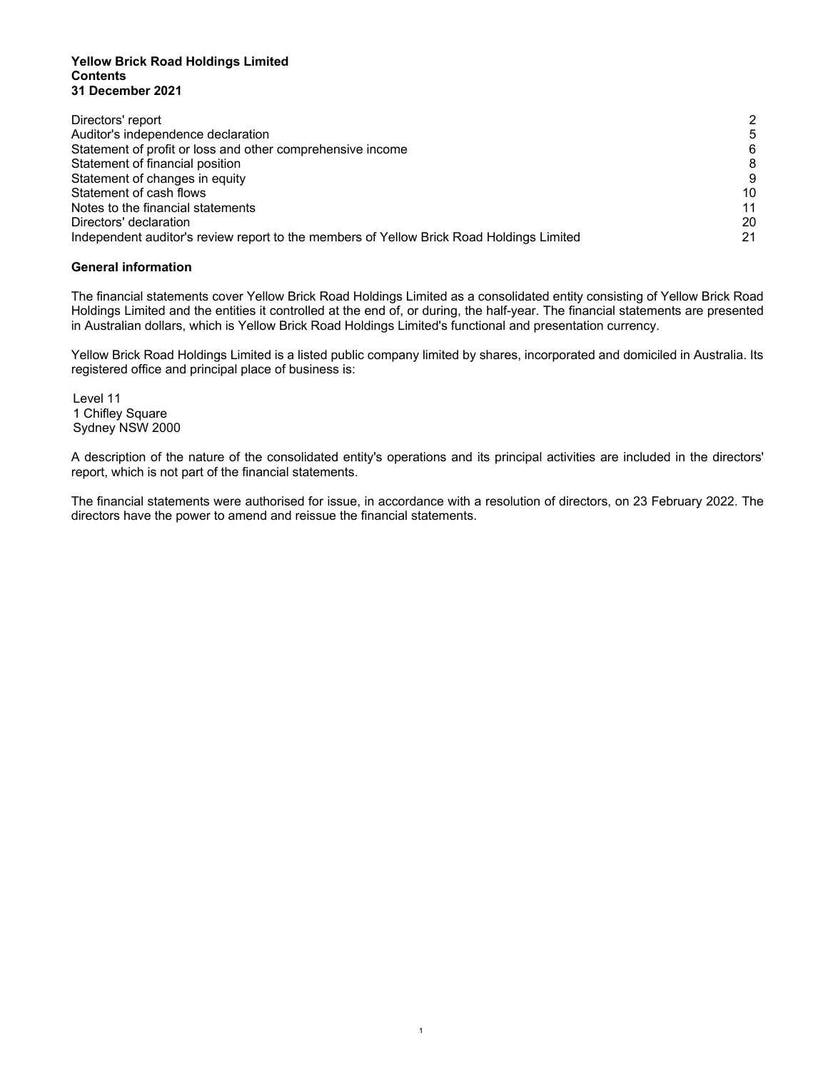**Yellow Brick Road Holdings Limited**
**Contents**
**31 December 2021**

| | |
|---|---|
| Directors' report | 2 |
| Auditor's independence declaration | 5 |
| Statement of profit or loss and other comprehensive income | 6 |
| Statement of financial position | 8 |
| Statement of changes in equity | 9 |
| Statement of cash flows | 10 |
| Notes to the financial statements | 11 |
| Directors' declaration | 20 |
| Independent auditor's review report to the members of Yellow Brick Road Holdings Limited | 21 |

**General information**

The financial statements cover Yellow Brick Road Holdings Limited as a consolidated entity consisting of Yellow Brick Road Holdings Limited and the entities it controlled at the end of, or during, the half-year. The financial statements are presented in Australian dollars, which is Yellow Brick Road Holdings Limited's functional and presentation currency.

Yellow Brick Road Holdings Limited is a listed public company limited by shares, incorporated and domiciled in Australia. Its registered office and principal place of business is:

Level 11
1 Chifley Square
Sydney NSW 2000

A description of the nature of the consolidated entity's operations and its principal activities are included in the directors' report, which is not part of the financial statements.

The financial statements were authorised for issue, in accordance with a resolution of directors, on 23 February 2022. The directors have the power to amend and reissue the financial statements.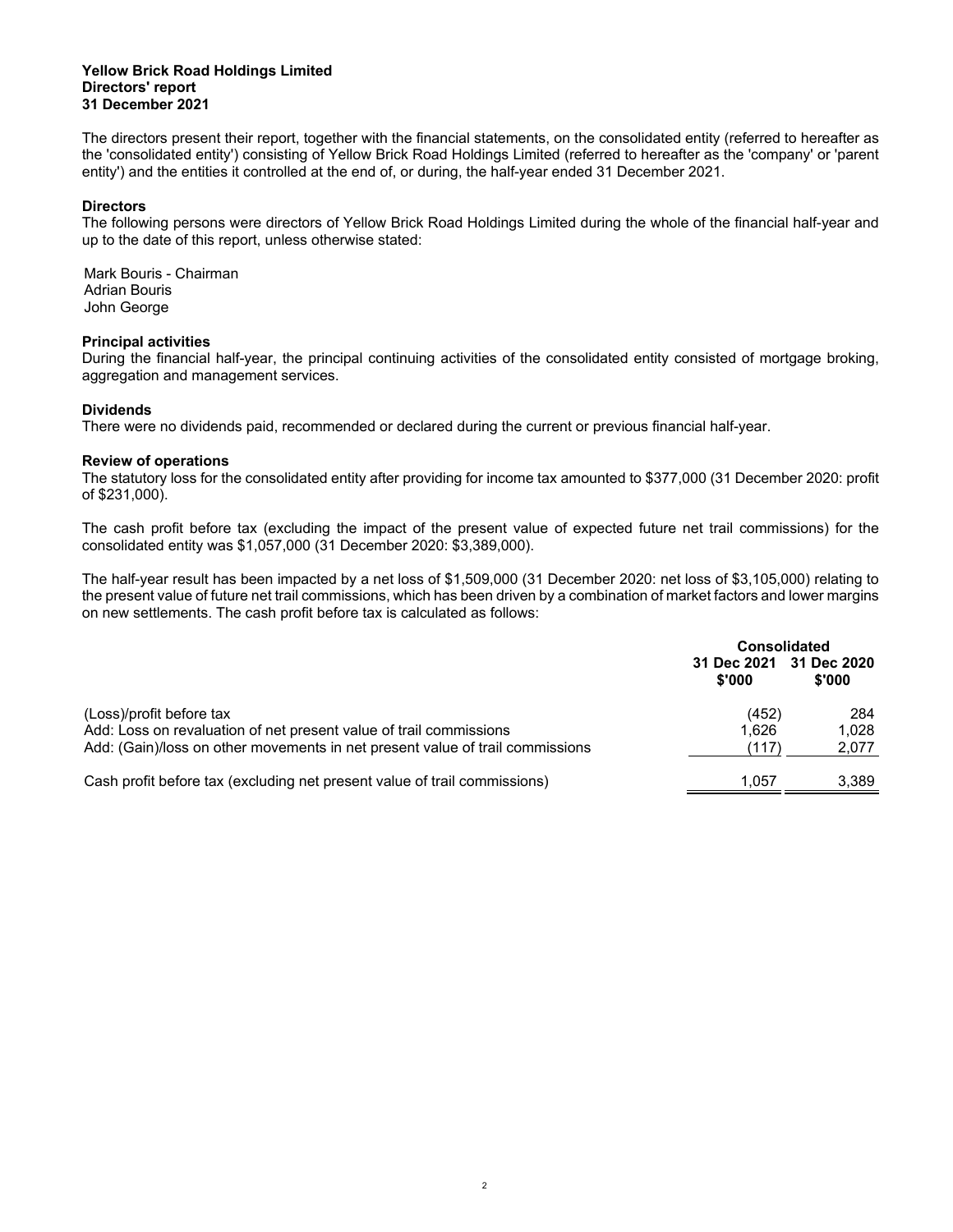**Yellow Brick Road Holdings Limited**
**Directors' report**
**31 December 2021**

The directors present their report, together with the financial statements, on the consolidated entity (referred to hereafter as the 'consolidated entity') consisting of Yellow Brick Road Holdings Limited (referred to hereafter as the 'company' or 'parent entity') and the entities it controlled at the end of, or during, the half-year ended 31 December 2021.

**Directors**

The following persons were directors of Yellow Brick Road Holdings Limited during the whole of the financial half-year and up to the date of this report, unless otherwise stated:

Mark Bouris - Chairman
Adrian Bouris
John George

**Principal activities**

During the financial half-year, the principal continuing activities of the consolidated entity consisted of mortgage broking, aggregation and management services.

**Dividends**

There were no dividends paid, recommended or declared during the current or previous financial half-year.

**Review of operations**

The statutory loss for the consolidated entity after providing for income tax amounted to $377,000 (31 December 2020: profit of $231,000).

The cash profit before tax (excluding the impact of the present value of expected future net trail commissions) for the consolidated entity was $1,057,000 (31 December 2020: $3,389,000).

The half-year result has been impacted by a net loss of $1,509,000 (31 December 2020: net loss of $3,105,000) relating to the present value of future net trail commissions, which has been driven by a combination of market factors and lower margins on new settlements. The cash profit before tax is calculated as follows:

| | Consolidated | |
|---|---|---|
| | 31 Dec 2021 $'000 | 31 Dec 2020 $'000 |
| (Loss)/profit before tax | (452) | 284 |
| Add: Loss on revaluation of net present value of trail commissions | 1,626 | 1,028 |
| Add: (Gain)/loss on other movements in net present value of trail commissions | (117) | 2,077 |
| Cash profit before tax (excluding net present value of trail commissions) | 1,057 | 3,389 |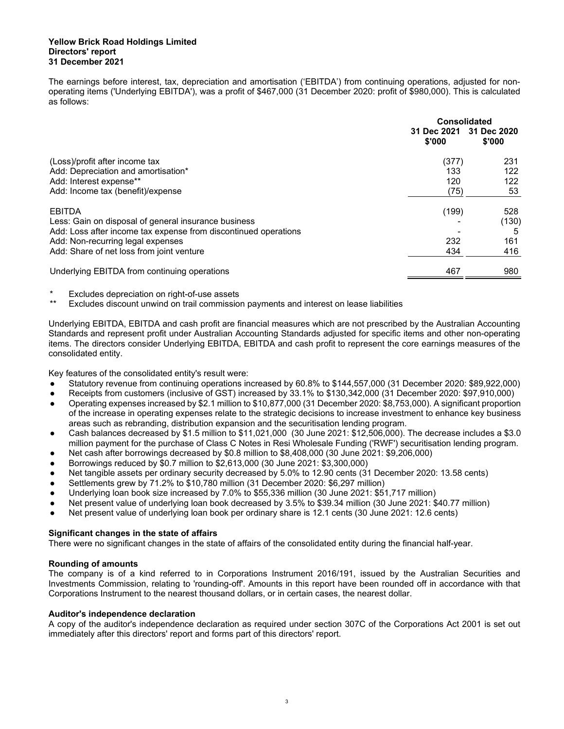**Yellow Brick Road Holdings Limited**
**Directors' report**
**31 December 2021**

The earnings before interest, tax, depreciation and amortisation ('EBITDA') from continuing operations, adjusted for non-operating items ('Underlying EBITDA'), was a profit of $467,000 (31 December 2020: profit of $980,000). This is calculated as follows:

| | Consolidated | |
|---|---|---|
| | 31 Dec 2021 $'000 | 31 Dec 2020 $'000 |
| (Loss)/profit after income tax | (377) | 231 |
| Add: Depreciation and amortisation* | 133 | 122 |
| Add: Interest expense** | 120 | 122 |
| Add: Income tax (benefit)/expense | (75) | 53 |
| EBITDA | (199) | 528 |
| Less: Gain on disposal of general insurance business | - | (130) |
| Add: Loss after income tax expense from discontinued operations | - | 5 |
| Add: Non-recurring legal expenses | 232 | 161 |
| Add: Share of net loss from joint venture | 434 | 416 |
| Underlying EBITDA from continuing operations | 467 | 980 |

\* Excludes depreciation on right-of-use assets
\*\* Excludes discount unwind on trail commission payments and interest on lease liabilities

Underlying EBITDA, EBITDA and cash profit are financial measures which are not prescribed by the Australian Accounting Standards and represent profit under Australian Accounting Standards adjusted for specific items and other non-operating items. The directors consider Underlying EBITDA, EBITDA and cash profit to represent the core earnings measures of the consolidated entity.

Key features of the consolidated entity's result were:

- Statutory revenue from continuing operations increased by 60.8% to $144,557,000 (31 December 2020: $89,922,000)
- Receipts from customers (inclusive of GST) increased by 33.1% to $130,342,000 (31 December 2020: $97,910,000)
- Operating expenses increased by $2.1 million to $10,877,000 (31 December 2020: $8,753,000). A significant proportion of the increase in operating expenses relate to the strategic decisions to increase investment to enhance key business areas such as rebranding, distribution expansion and the securitisation lending program.
- Cash balances decreased by $1.5 million to $11,021,000 (30 June 2021: $12,506,000). The decrease includes a $3.0 million payment for the purchase of Class C Notes in Resi Wholesale Funding ('RWF') securitisation lending program.
- Net cash after borrowings decreased by $0.8 million to $8,408,000 (30 June 2021: $9,206,000)
- Borrowings reduced by $0.7 million to $2,613,000 (30 June 2021: $3,300,000)
- Net tangible assets per ordinary security decreased by 5.0% to 12.90 cents (31 December 2020: 13.58 cents)
- Settlements grew by 71.2% to $10,780 million (31 December 2020: $6,297 million)
- Underlying loan book size increased by 7.0% to $55,336 million (30 June 2021: $51,717 million)
- Net present value of underlying loan book decreased by 3.5% to $39.34 million (30 June 2021: $40.77 million)
- Net present value of underlying loan book per ordinary share is 12.1 cents (30 June 2021: 12.6 cents)

**Significant changes in the state of affairs**
There were no significant changes in the state of affairs of the consolidated entity during the financial half-year.

**Rounding of amounts**
The company is of a kind referred to in Corporations Instrument 2016/191, issued by the Australian Securities and Investments Commission, relating to 'rounding-off'. Amounts in this report have been rounded off in accordance with that Corporations Instrument to the nearest thousand dollars, or in certain cases, the nearest dollar.

**Auditor's independence declaration**
A copy of the auditor's independence declaration as required under section 307C of the Corporations Act 2001 is set out immediately after this directors' report and forms part of this directors' report.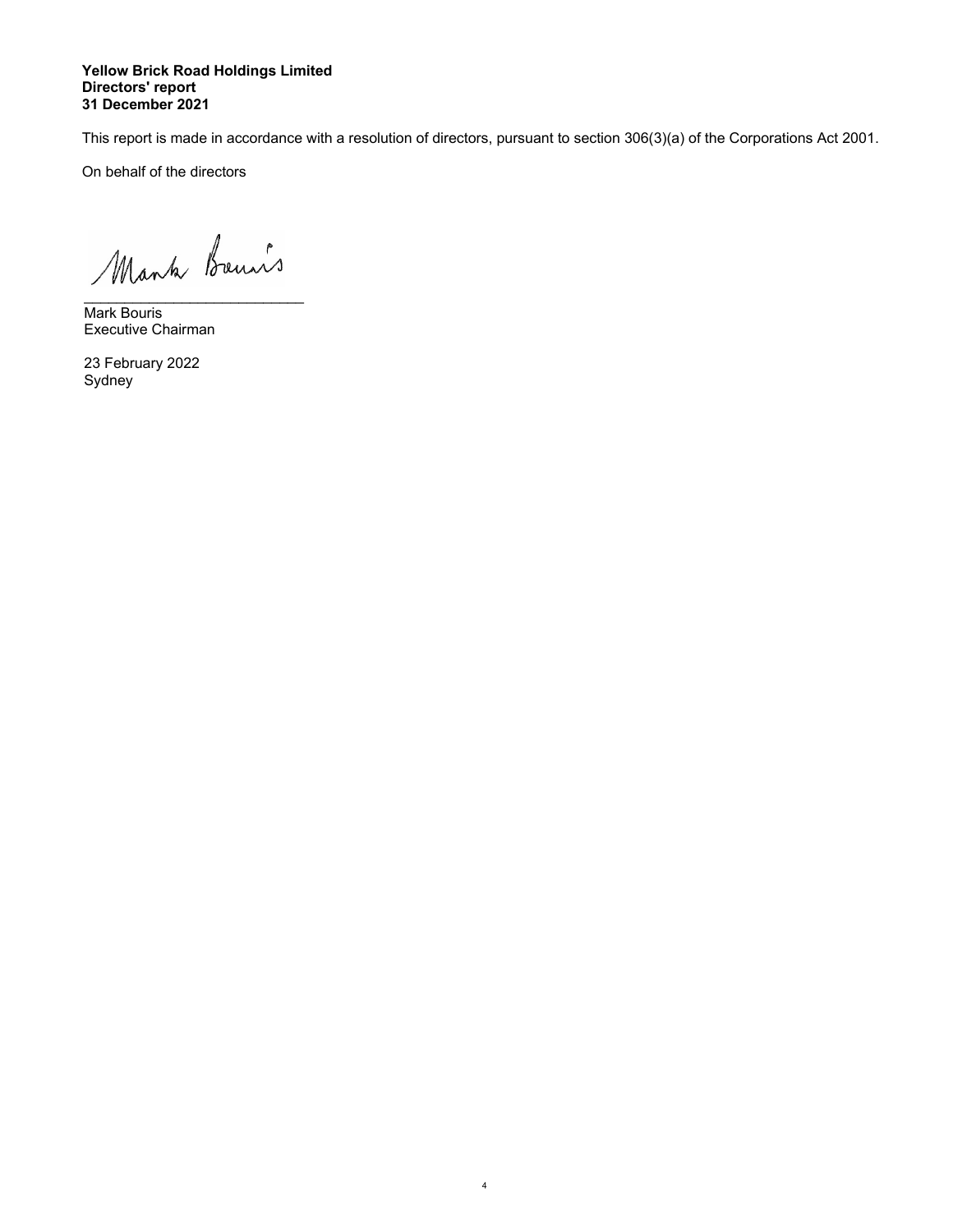**Yellow Brick Road Holdings Limited**
**Directors' report**
**31 December 2021**

This report is made in accordance with a resolution of directors, pursuant to section 306(3)(a) of the Corporations Act 2001.

On behalf of the directors

\_\_\_\_\_\_\_\_\_\_\_\_\_\_\_\_\_\_\_\_\_\_\_\_\_\_\_
Mark Bouris
Executive Chairman

23 February 2022
Sydney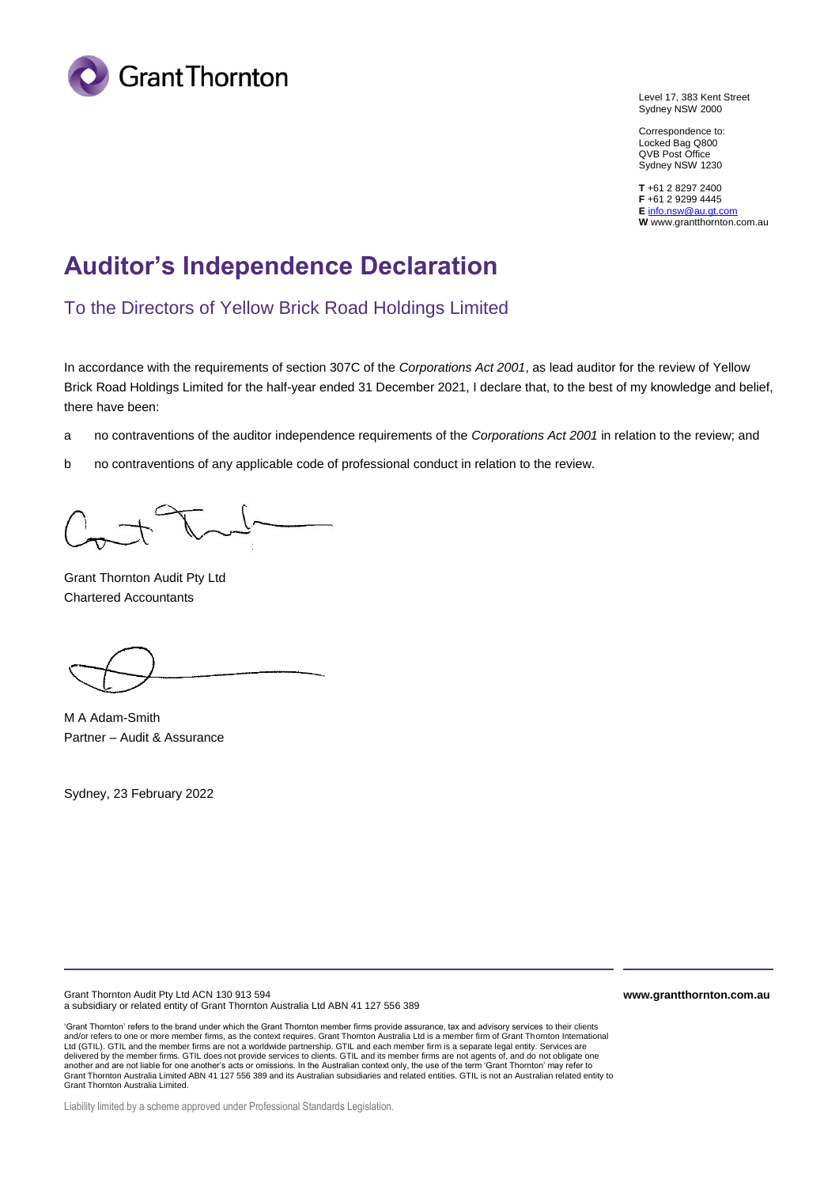Grant Thornton

Level 17, 383 Kent Street
Sydney NSW 2000

Correspondence to:
Locked Bag Q800
QVB Post Office
Sydney NSW 1230

**T** +61 2 8297 2400
**F** +61 2 9299 4445
**E** info.nsw@au.gt.com
**W** www.grantthornton.com.au

# Auditor's Independence Declaration

## To the Directors of Yellow Brick Road Holdings Limited

In accordance with the requirements of section 307C of the *Corporations Act 2001*, as lead auditor for the review of Yellow Brick Road Holdings Limited for the half-year ended 31 December 2021, I declare that, to the best of my knowledge and belief, there have been:

a no contraventions of the auditor independence requirements of the *Corporations Act 2001* in relation to the review; and

b no contraventions of any applicable code of professional conduct in relation to the review.

Grant Thornton Audit Pty Ltd
Chartered Accountants

M A Adam-Smith
Partner – Audit & Assurance

Sydney, 23 February 2022

Grant Thornton Audit Pty Ltd ACN 130 913 594
a subsidiary or related entity of Grant Thornton Australia Ltd ABN 41 127 556 389

**www.grantthornton.com.au**

'Grant Thornton' refers to the brand under which the Grant Thornton member firms provide assurance, tax and advisory services to their clients and/or refers to one or more member firms, as the context requires. Grant Thornton Australia Ltd is a member firm of Grant Thornton International Ltd (GTIL). GTIL and the member firms are not a worldwide partnership. GTIL and each member firm is a separate legal entity. Services are delivered by the member firms. GTIL does not provide services to clients. GTIL and its member firms are not agents of, and do not obligate one another and are not liable for one another's acts or omissions. In the Australian context only, the use of the term 'Grant Thornton' may refer to Grant Thornton Australia Limited ABN 41 127 556 389 and its Australian subsidiaries and related entities. GTIL is not an Australian related entity to Grant Thornton Australia Limited.

Liability limited by a scheme approved under Professional Standards Legislation.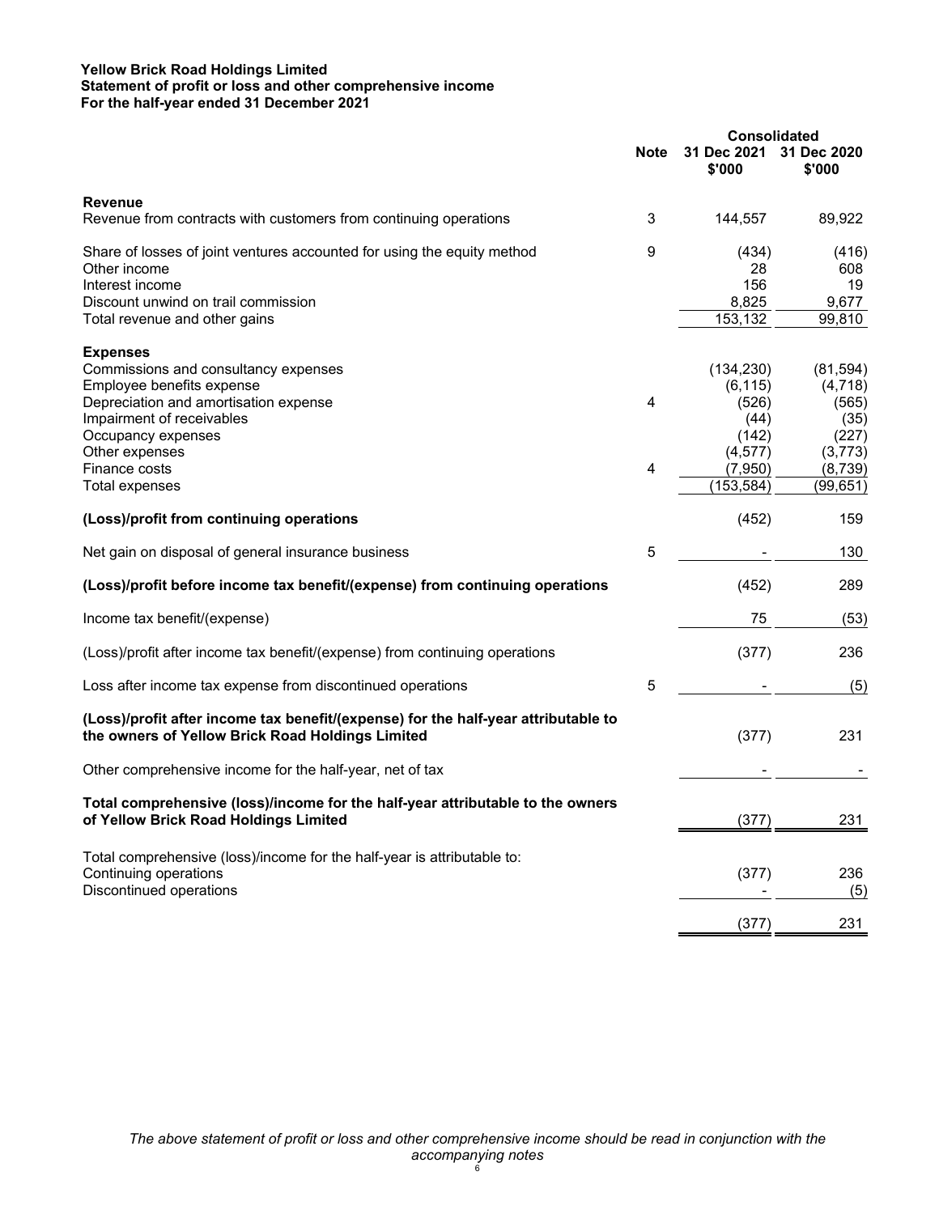**Yellow Brick Road Holdings Limited**
**Statement of profit or loss and other comprehensive income**
**For the half-year ended 31 December 2021**

| | Note | Consolidated | |
|---|---|---|---|
| | | 31 Dec 2021 $'000 | 31 Dec 2020 $'000 |
| **Revenue** | | | |
| Revenue from contracts with customers from continuing operations | 3 | 144,557 | 89,922 |
| Share of losses of joint ventures accounted for using the equity method | 9 | (434) | (416) |
| Other income | | 28 | 608 |
| Interest income | | 156 | 19 |
| Discount unwind on trail commission | | 8,825 | 9,677 |
| Total revenue and other gains | | 153,132 | 99,810 |
| **Expenses** | | | |
| Commissions and consultancy expenses | | (134,230) | (81,594) |
| Employee benefits expense | | (6,115) | (4,718) |
| Depreciation and amortisation expense | 4 | (526) | (565) |
| Impairment of receivables | | (44) | (35) |
| Occupancy expenses | | (142) | (227) |
| Other expenses | | (4,577) | (3,773) |
| Finance costs | 4 | (7,950) | (8,739) |
| Total expenses | | (153,584) | (99,651) |
| **(Loss)/profit from continuing operations** | | (452) | 159 |
| Net gain on disposal of general insurance business | 5 | - | 130 |
| **(Loss)/profit before income tax benefit/(expense) from continuing operations** | | (452) | 289 |
| Income tax benefit/(expense) | | 75 | (53) |
| (Loss)/profit after income tax benefit/(expense) from continuing operations | | (377) | 236 |
| Loss after income tax expense from discontinued operations | 5 | - | (5) |
| **(Loss)/profit after income tax benefit/(expense) for the half-year attributable to the owners of Yellow Brick Road Holdings Limited** | | (377) | 231 |
| Other comprehensive income for the half-year, net of tax | | - | - |
| **Total comprehensive (loss)/income for the half-year attributable to the owners of Yellow Brick Road Holdings Limited** | | (377) | 231 |
| Total comprehensive (loss)/income for the half-year is attributable to: | | | |
| Continuing operations | | (377) | 236 |
| Discontinued operations | | - | (5) |
| | | (377) | 231 |

*The above statement of profit or loss and other comprehensive income should be read in conjunction with the accompanying notes*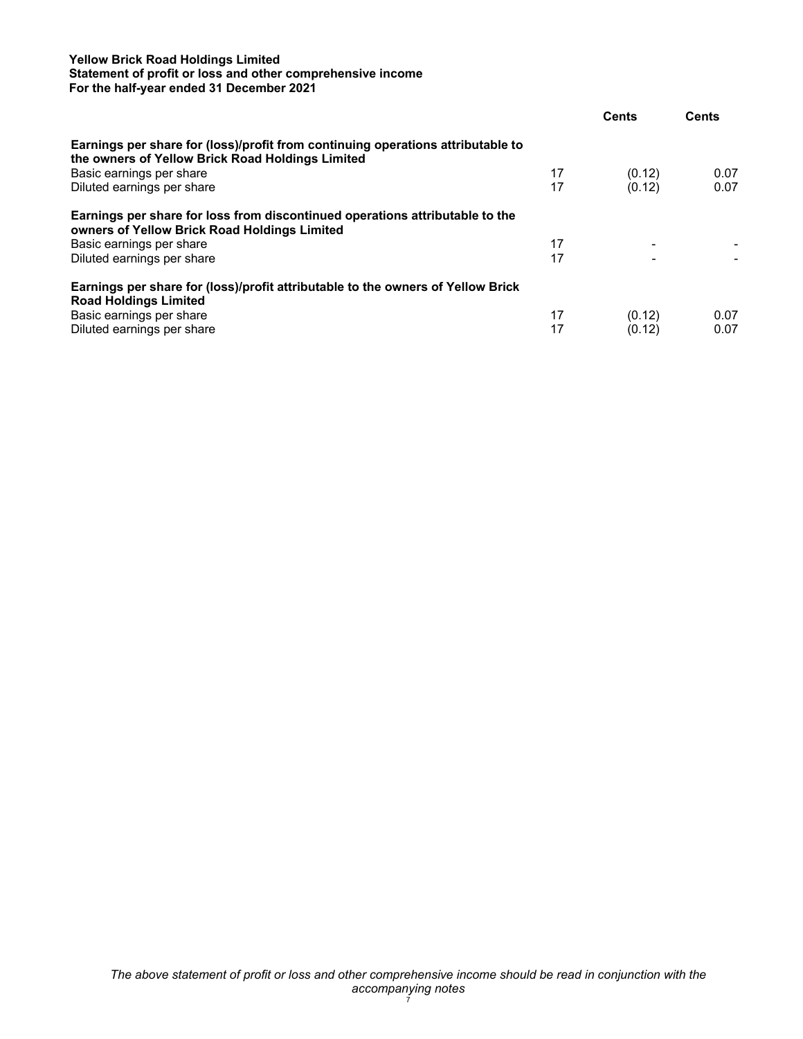**Yellow Brick Road Holdings Limited**
**Statement of profit or loss and other comprehensive income**
**For the half-year ended 31 December 2021**

| | | Cents | Cents |
|---|---|---|---|
| **Earnings per share for (loss)/profit from continuing operations attributable to the owners of Yellow Brick Road Holdings Limited** | | | |
| Basic earnings per share | 17 | (0.12) | 0.07 |
| Diluted earnings per share | 17 | (0.12) | 0.07 |
| **Earnings per share for loss from discontinued operations attributable to the owners of Yellow Brick Road Holdings Limited** | | | |
| Basic earnings per share | 17 | - | - |
| Diluted earnings per share | 17 | - | - |
| **Earnings per share for (loss)/profit attributable to the owners of Yellow Brick Road Holdings Limited** | | | |
| Basic earnings per share | 17 | (0.12) | 0.07 |
| Diluted earnings per share | 17 | (0.12) | 0.07 |

*The above statement of profit or loss and other comprehensive income should be read in conjunction with the accompanying notes*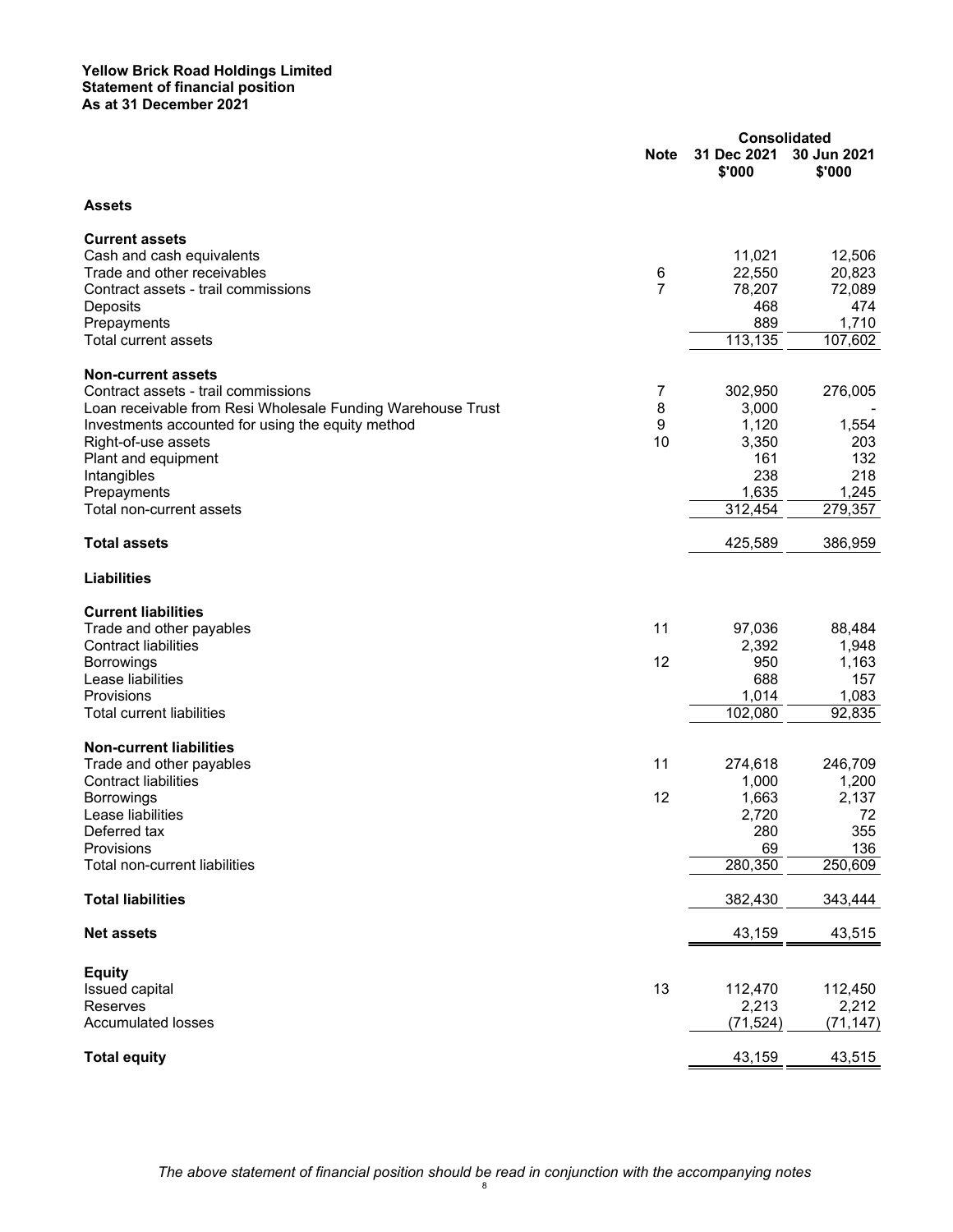**Yellow Brick Road Holdings Limited**
**Statement of financial position**
**As at 31 December 2021**

| | Note | Consolidated 31 Dec 2021 $'000 | Consolidated 30 Jun 2021 $'000 |
|---|---|---|---|
| **Assets** | | | |
| **Current assets** | | | |
| Cash and cash equivalents | | 11,021 | 12,506 |
| Trade and other receivables | 6 | 22,550 | 20,823 |
| Contract assets - trail commissions | 7 | 78,207 | 72,089 |
| Deposits | | 468 | 474 |
| Prepayments | | 889 | 1,710 |
| Total current assets | | 113,135 | 107,602 |
| **Non-current assets** | | | |
| Contract assets - trail commissions | 7 | 302,950 | 276,005 |
| Loan receivable from Resi Wholesale Funding Warehouse Trust | 8 | 3,000 | - |
| Investments accounted for using the equity method | 9 | 1,120 | 1,554 |
| Right-of-use assets | 10 | 3,350 | 203 |
| Plant and equipment | | 161 | 132 |
| Intangibles | | 238 | 218 |
| Prepayments | | 1,635 | 1,245 |
| Total non-current assets | | 312,454 | 279,357 |
| **Total assets** | | 425,589 | 386,959 |
| **Liabilities** | | | |
| **Current liabilities** | | | |
| Trade and other payables | 11 | 97,036 | 88,484 |
| Contract liabilities | | 2,392 | 1,948 |
| Borrowings | 12 | 950 | 1,163 |
| Lease liabilities | | 688 | 157 |
| Provisions | | 1,014 | 1,083 |
| Total current liabilities | | 102,080 | 92,835 |
| **Non-current liabilities** | | | |
| Trade and other payables | 11 | 274,618 | 246,709 |
| Contract liabilities | | 1,000 | 1,200 |
| Borrowings | 12 | 1,663 | 2,137 |
| Lease liabilities | | 2,720 | 72 |
| Deferred tax | | 280 | 355 |
| Provisions | | 69 | 136 |
| Total non-current liabilities | | 280,350 | 250,609 |
| **Total liabilities** | | 382,430 | 343,444 |
| **Net assets** | | 43,159 | 43,515 |
| **Equity** | | | |
| Issued capital | 13 | 112,470 | 112,450 |
| Reserves | | 2,213 | 2,212 |
| Accumulated losses | | (71,524) | (71,147) |
| **Total equity** | | 43,159 | 43,515 |

*The above statement of financial position should be read in conjunction with the accompanying notes*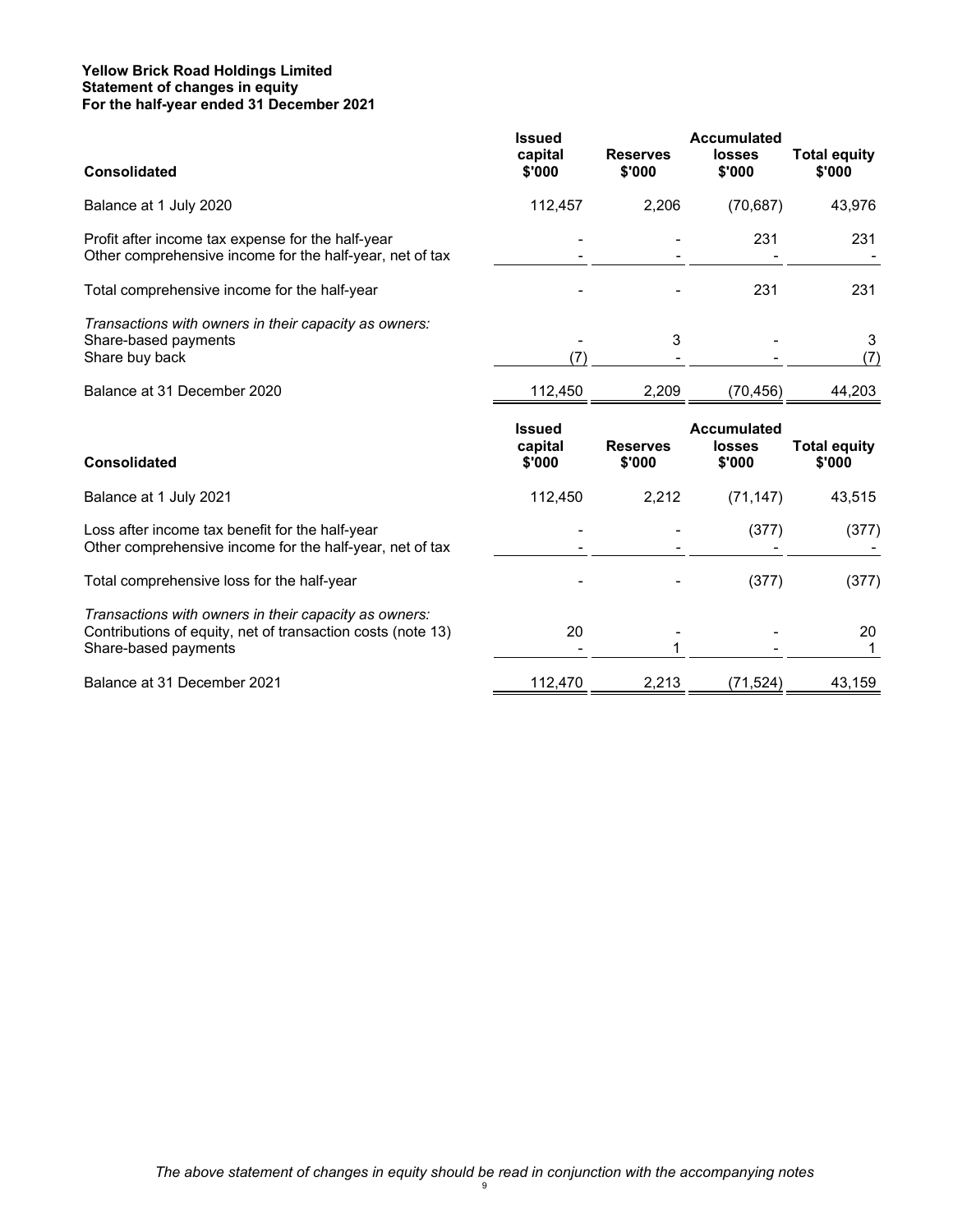**Yellow Brick Road Holdings Limited**
**Statement of changes in equity**
**For the half-year ended 31 December 2021**

| Consolidated | Issued capital $'000 | Reserves $'000 | Accumulated losses $'000 | Total equity $'000 |
|---|---|---|---|---|
| Balance at 1 July 2020 | 112,457 | 2,206 | (70,687) | 43,976 |
| Profit after income tax expense for the half-year | - | - | 231 | 231 |
| Other comprehensive income for the half-year, net of tax | - | - | - | - |
| Total comprehensive income for the half-year | - | - | 231 | 231 |
| *Transactions with owners in their capacity as owners:* | | | | |
| Share-based payments | - | 3 | - | 3 |
| Share buy back | (7) | - | - | (7) |
| Balance at 31 December 2020 | 112,450 | 2,209 | (70,456) | 44,203 |

| Consolidated | Issued capital $'000 | Reserves $'000 | Accumulated losses $'000 | Total equity $'000 |
|---|---|---|---|---|
| Balance at 1 July 2021 | 112,450 | 2,212 | (71,147) | 43,515 |
| Loss after income tax benefit for the half-year | - | - | (377) | (377) |
| Other comprehensive income for the half-year, net of tax | - | - | - | - |
| Total comprehensive loss for the half-year | - | - | (377) | (377) |
| *Transactions with owners in their capacity as owners:* | | | | |
| Contributions of equity, net of transaction costs (note 13) | 20 | - | - | 20 |
| Share-based payments | - | 1 | - | 1 |
| Balance at 31 December 2021 | 112,470 | 2,213 | (71,524) | 43,159 |

*The above statement of changes in equity should be read in conjunction with the accompanying notes*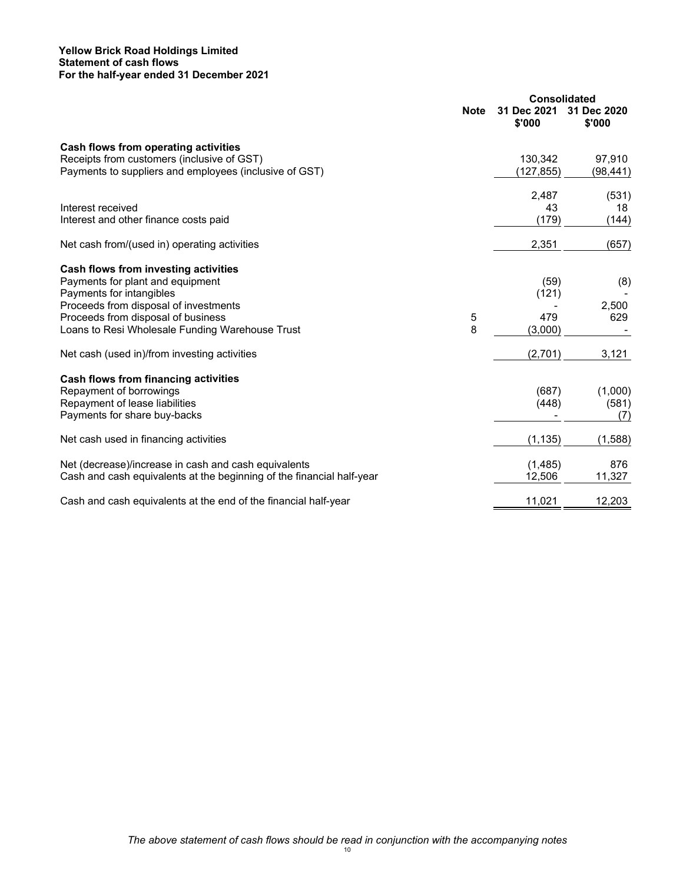**Yellow Brick Road Holdings Limited**
**Statement of cash flows**
**For the half-year ended 31 December 2021**

| | Note | Consolidated 31 Dec 2021 $'000 | 31 Dec 2020 $'000 |
|---|---|---|---|
| **Cash flows from operating activities** | | | |
| Receipts from customers (inclusive of GST) | | 130,342 | 97,910 |
| Payments to suppliers and employees (inclusive of GST) | | (127,855) | (98,441) |
| | | 2,487 | (531) |
| Interest received | | 43 | 18 |
| Interest and other finance costs paid | | (179) | (144) |
| Net cash from/(used in) operating activities | | 2,351 | (657) |
| **Cash flows from investing activities** | | | |
| Payments for plant and equipment | | (59) | (8) |
| Payments for intangibles | | (121) | - |
| Proceeds from disposal of investments | | - | 2,500 |
| Proceeds from disposal of business | 5 | 479 | 629 |
| Loans to Resi Wholesale Funding Warehouse Trust | 8 | (3,000) | - |
| Net cash (used in)/from investing activities | | (2,701) | 3,121 |
| **Cash flows from financing activities** | | | |
| Repayment of borrowings | | (687) | (1,000) |
| Repayment of lease liabilities | | (448) | (581) |
| Payments for share buy-backs | | - | (7) |
| Net cash used in financing activities | | (1,135) | (1,588) |
| Net (decrease)/increase in cash and cash equivalents | | (1,485) | 876 |
| Cash and cash equivalents at the beginning of the financial half-year | | 12,506 | 11,327 |
| Cash and cash equivalents at the end of the financial half-year | | 11,021 | 12,203 |

*The above statement of cash flows should be read in conjunction with the accompanying notes*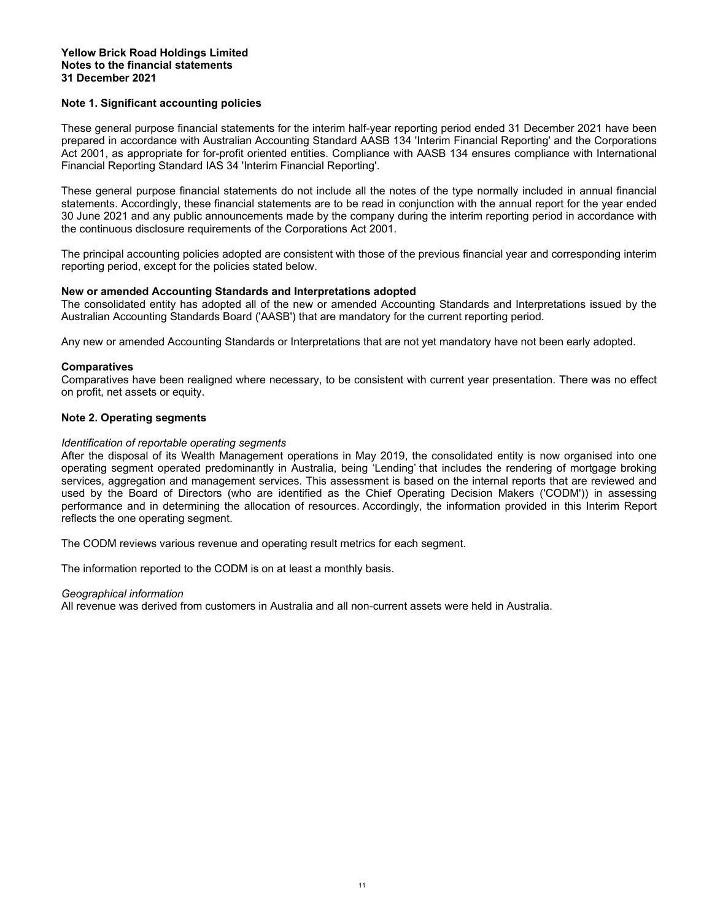**Yellow Brick Road Holdings Limited**
**Notes to the financial statements**
**31 December 2021**

## Note 1. Significant accounting policies

These general purpose financial statements for the interim half-year reporting period ended 31 December 2021 have been prepared in accordance with Australian Accounting Standard AASB 134 'Interim Financial Reporting' and the Corporations Act 2001, as appropriate for for-profit oriented entities. Compliance with AASB 134 ensures compliance with International Financial Reporting Standard IAS 34 'Interim Financial Reporting'.

These general purpose financial statements do not include all the notes of the type normally included in annual financial statements. Accordingly, these financial statements are to be read in conjunction with the annual report for the year ended 30 June 2021 and any public announcements made by the company during the interim reporting period in accordance with the continuous disclosure requirements of the Corporations Act 2001.

The principal accounting policies adopted are consistent with those of the previous financial year and corresponding interim reporting period, except for the policies stated below.

### New or amended Accounting Standards and Interpretations adopted

The consolidated entity has adopted all of the new or amended Accounting Standards and Interpretations issued by the Australian Accounting Standards Board ('AASB') that are mandatory for the current reporting period.

Any new or amended Accounting Standards or Interpretations that are not yet mandatory have not been early adopted.

### Comparatives

Comparatives have been realigned where necessary, to be consistent with current year presentation. There was no effect on profit, net assets or equity.

## Note 2. Operating segments

*Identification of reportable operating segments*

After the disposal of its Wealth Management operations in May 2019, the consolidated entity is now organised into one operating segment operated predominantly in Australia, being 'Lending' that includes the rendering of mortgage broking services, aggregation and management services. This assessment is based on the internal reports that are reviewed and used by the Board of Directors (who are identified as the Chief Operating Decision Makers ('CODM')) in assessing performance and in determining the allocation of resources. Accordingly, the information provided in this Interim Report reflects the one operating segment.

The CODM reviews various revenue and operating result metrics for each segment.

The information reported to the CODM is on at least a monthly basis.

*Geographical information*

All revenue was derived from customers in Australia and all non-current assets were held in Australia.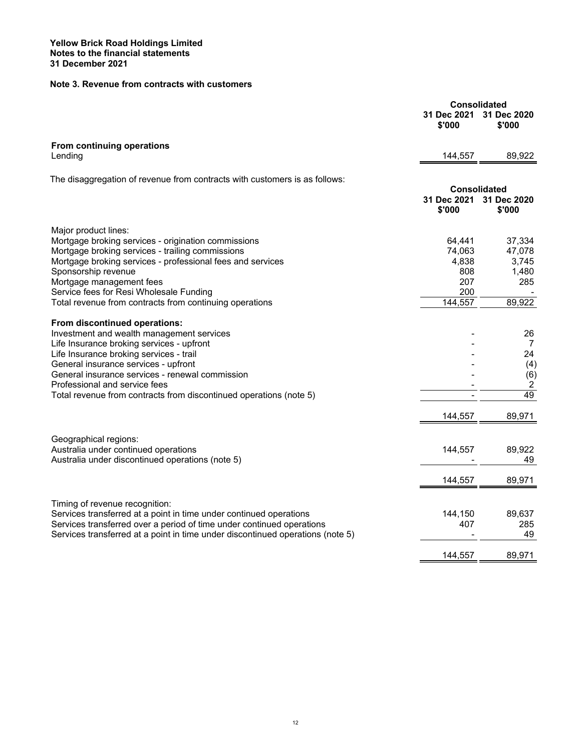**Yellow Brick Road Holdings Limited**
**Notes to the financial statements**
**31 December 2021**

## Note 3. Revenue from contracts with customers

| | Consolidated | |
|---|---|---|
| | 31 Dec 2021<br>$'000 | 31 Dec 2020<br>$'000 |
| **From continuing operations** | | |
| Lending | 144,557 | 89,922 |

The disaggregation of revenue from contracts with customers is as follows:

| | Consolidated | |
|---|---|---|
| | 31 Dec 2021<br>$'000 | 31 Dec 2020<br>$'000 |
| Major product lines: | | |
| Mortgage broking services - origination commissions | 64,441 | 37,334 |
| Mortgage broking services - trailing commissions | 74,063 | 47,078 |
| Mortgage broking services - professional fees and services | 4,838 | 3,745 |
| Sponsorship revenue | 808 | 1,480 |
| Mortgage management fees | 207 | 285 |
| Service fees for Resi Wholesale Funding | 200 | - |
| Total revenue from contracts from continuing operations | 144,557 | 89,922 |
| **From discontinued operations:** | | |
| Investment and wealth management services | - | 26 |
| Life Insurance broking services - upfront | - | 7 |
| Life Insurance broking services - trail | - | 24 |
| General insurance services - upfront | - | (4) |
| General insurance services - renewal commission | - | (6) |
| Professional and service fees | - | 2 |
| Total revenue from contracts from discontinued operations (note 5) | - | 49 |
| | 144,557 | 89,971 |
| Geographical regions: | | |
| Australia under continued operations | 144,557 | 89,922 |
| Australia under discontinued operations (note 5) | - | 49 |
| | 144,557 | 89,971 |
| Timing of revenue recognition: | | |
| Services transferred at a point in time under continued operations | 144,150 | 89,637 |
| Services transferred over a period of time under continued operations | 407 | 285 |
| Services transferred at a point in time under discontinued operations (note 5) | - | 49 |
| | 144,557 | 89,971 |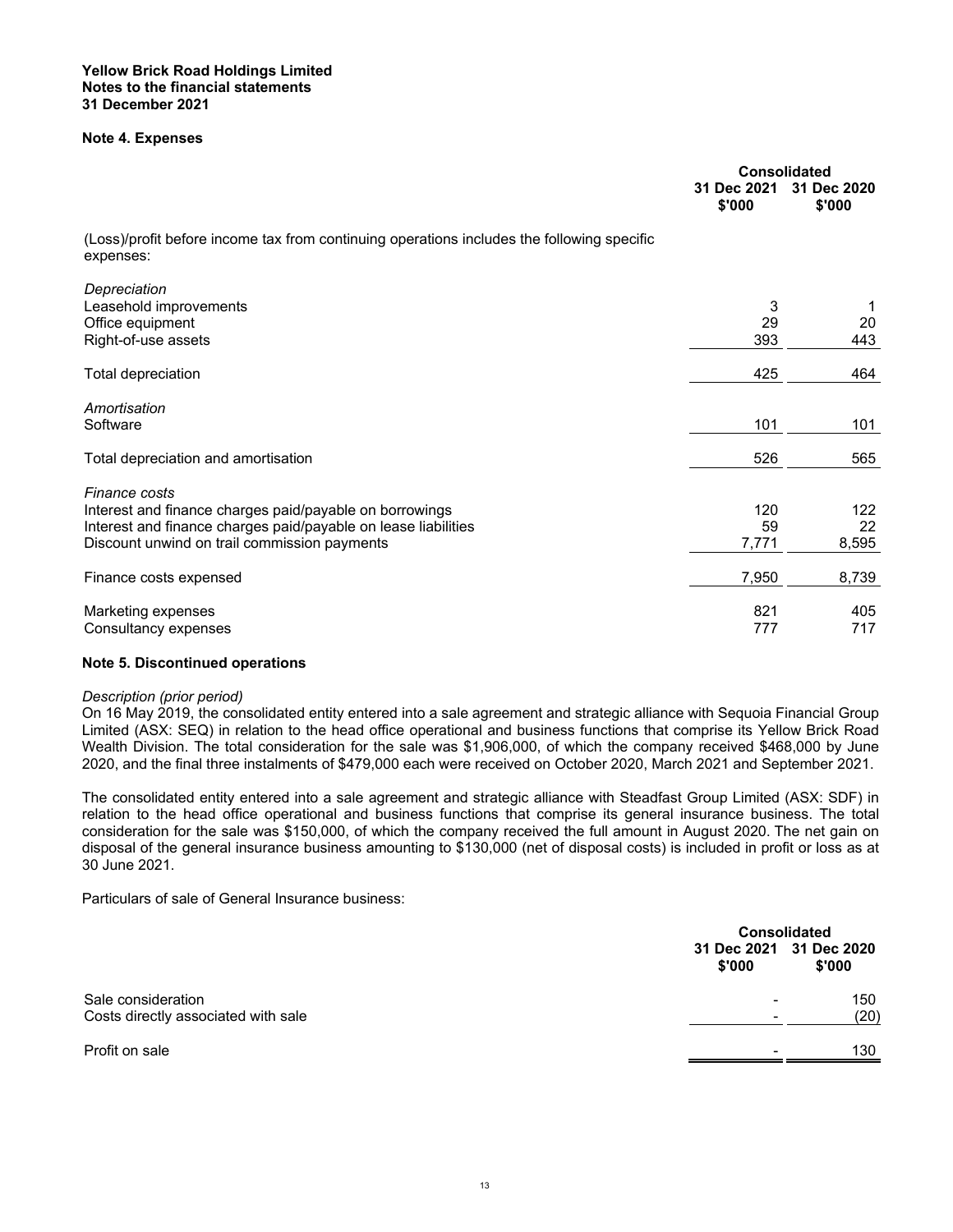# Note 4. Expenses

| | Consolidated | |
|---|---|---|
| | 31 Dec 2021 $'000 | 31 Dec 2020 $'000 |
| (Loss)/profit before income tax from continuing operations includes the following specific expenses: | | |
| *Depreciation* | | |
| Leasehold improvements | 3 | 1 |
| Office equipment | 29 | 20 |
| Right-of-use assets | 393 | 443 |
| Total depreciation | 425 | 464 |
| *Amortisation* | | |
| Software | 101 | 101 |
| Total depreciation and amortisation | 526 | 565 |
| *Finance costs* | | |
| Interest and finance charges paid/payable on borrowings | 120 | 122 |
| Interest and finance charges paid/payable on lease liabilities | 59 | 22 |
| Discount unwind on trail commission payments | 7,771 | 8,595 |
| Finance costs expensed | 7,950 | 8,739 |
| Marketing expenses | 821 | 405 |
| Consultancy expenses | 777 | 717 |

# Note 5. Discontinued operations

*Description (prior period)*

On 16 May 2019, the consolidated entity entered into a sale agreement and strategic alliance with Sequoia Financial Group Limited (ASX: SEQ) in relation to the head office operational and business functions that comprise its Yellow Brick Road Wealth Division. The total consideration for the sale was $1,906,000, of which the company received $468,000 by June 2020, and the final three instalments of $479,000 each were received on October 2020, March 2021 and September 2021.

The consolidated entity entered into a sale agreement and strategic alliance with Steadfast Group Limited (ASX: SDF) in relation to the head office operational and business functions that comprise its general insurance business. The total consideration for the sale was $150,000, of which the company received the full amount in August 2020. The net gain on disposal of the general insurance business amounting to $130,000 (net of disposal costs) is included in profit or loss as at 30 June 2021.

Particulars of sale of General Insurance business:

| | Consolidated | |
|---|---|---|
| | 31 Dec 2021 $'000 | 31 Dec 2020 $'000 |
| Sale consideration | - | 150 |
| Costs directly associated with sale | - | (20) |
| Profit on sale | - | 130 |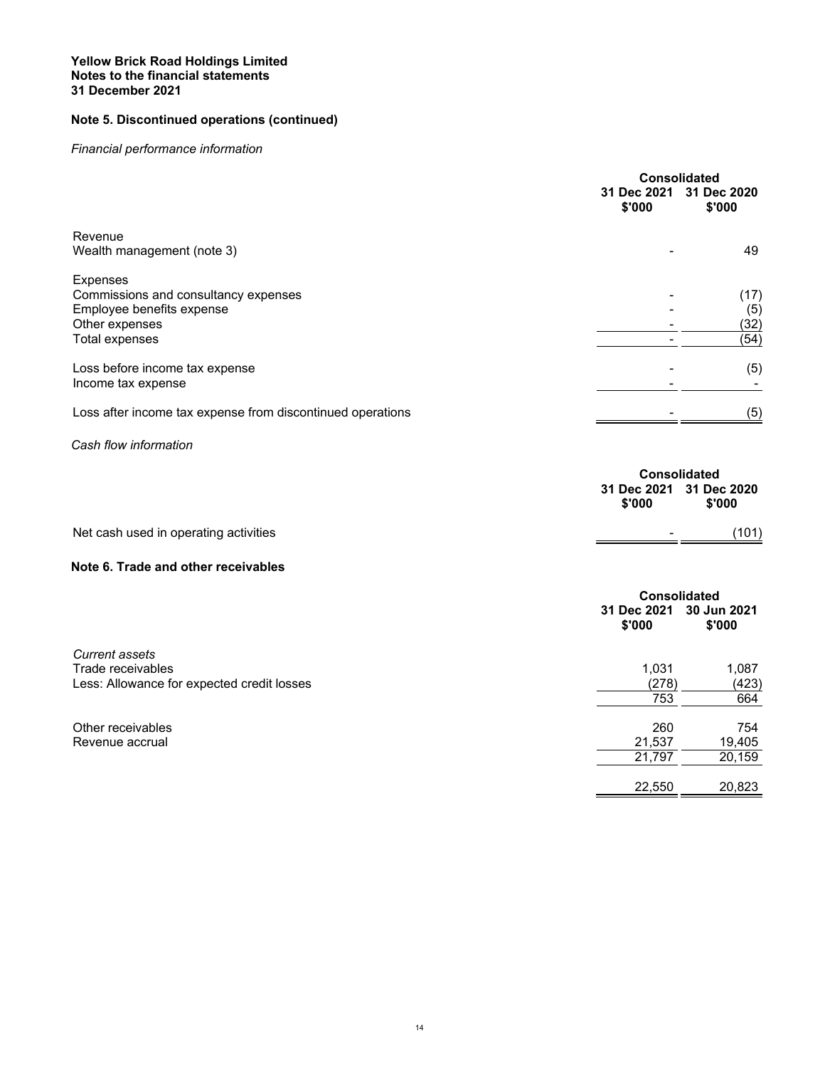**Yellow Brick Road Holdings Limited**
**Notes to the financial statements**
**31 December 2021**

## Note 5. Discontinued operations (continued)

*Financial performance information*

| | Consolidated | |
|---|---|---|
| | 31 Dec 2021 $'000 | 31 Dec 2020 $'000 |
| Revenue | | |
| Wealth management (note 3) | - | 49 |
| Expenses | | |
| Commissions and consultancy expenses | - | (17) |
| Employee benefits expense | - | (5) |
| Other expenses | - | (32) |
| Total expenses | - | (54) |
| Loss before income tax expense | - | (5) |
| Income tax expense | - | - |
| Loss after income tax expense from discontinued operations | - | (5) |

*Cash flow information*

| | Consolidated | |
|---|---|---|
| | 31 Dec 2021 $'000 | 31 Dec 2020 $'000 |
| Net cash used in operating activities | - | (101) |

## Note 6. Trade and other receivables

| | Consolidated | |
|---|---|---|
| | 31 Dec 2021 $'000 | 30 Jun 2021 $'000 |
| *Current assets* | | |
| Trade receivables | 1,031 | 1,087 |
| Less: Allowance for expected credit losses | (278) | (423) |
| | 753 | 664 |
| Other receivables | 260 | 754 |
| Revenue accrual | 21,537 | 19,405 |
| | 21,797 | 20,159 |
| | 22,550 | 20,823 |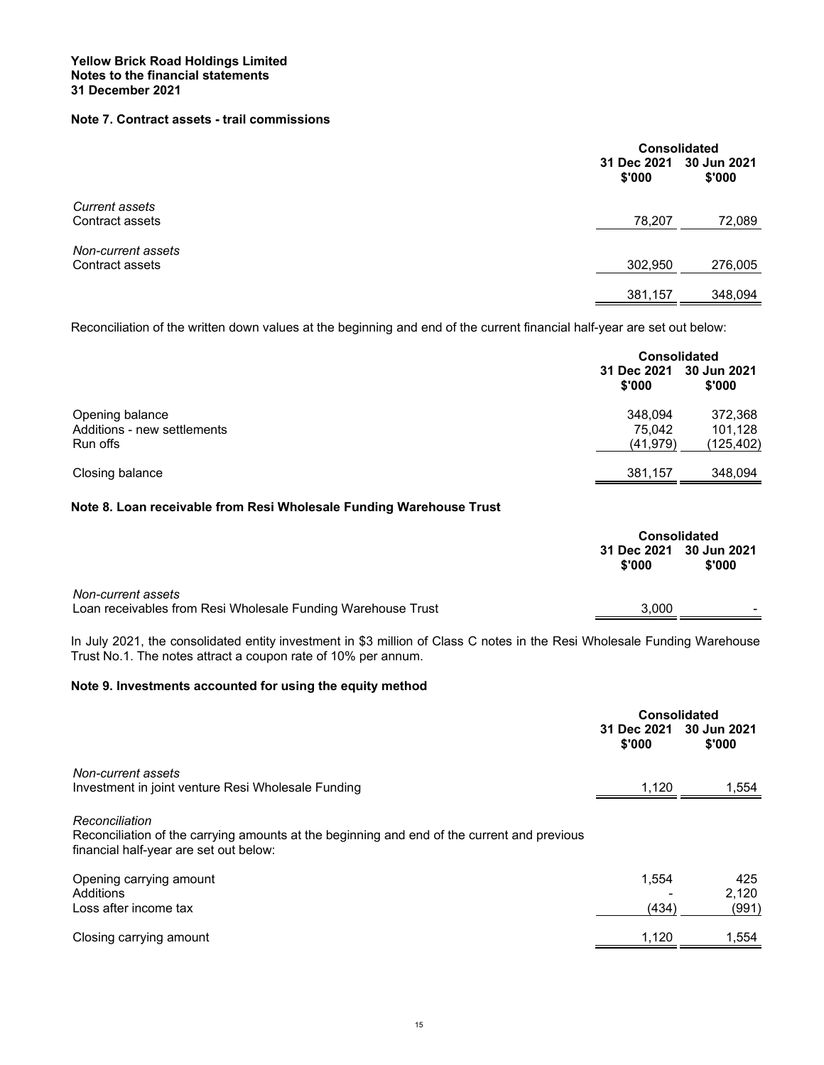**Yellow Brick Road Holdings Limited**
**Notes to the financial statements**
**31 December 2021**

## Note 7. Contract assets - trail commissions

| | Consolidated | |
|---|---|---|
| | 31 Dec 2021 $'000 | 30 Jun 2021 $'000 |
| *Current assets* | | |
| Contract assets | 78,207 | 72,089 |
| *Non-current assets* | | |
| Contract assets | 302,950 | 276,005 |
| | 381,157 | 348,094 |

Reconciliation of the written down values at the beginning and end of the current financial half-year are set out below:

| | Consolidated | |
|---|---|---|
| | 31 Dec 2021 $'000 | 30 Jun 2021 $'000 |
| Opening balance | 348,094 | 372,368 |
| Additions - new settlements | 75,042 | 101,128 |
| Run offs | (41,979) | (125,402) |
| Closing balance | 381,157 | 348,094 |

## Note 8. Loan receivable from Resi Wholesale Funding Warehouse Trust

| | Consolidated | |
|---|---|---|
| | 31 Dec 2021 $'000 | 30 Jun 2021 $'000 |
| *Non-current assets* | | |
| Loan receivables from Resi Wholesale Funding Warehouse Trust | 3,000 | - |

In July 2021, the consolidated entity investment in $3 million of Class C notes in the Resi Wholesale Funding Warehouse Trust No.1. The notes attract a coupon rate of 10% per annum.

## Note 9. Investments accounted for using the equity method

| | Consolidated | |
|---|---|---|
| | 31 Dec 2021 $'000 | 30 Jun 2021 $'000 |
| *Non-current assets* | | |
| Investment in joint venture Resi Wholesale Funding | 1,120 | 1,554 |

*Reconciliation*
Reconciliation of the carrying amounts at the beginning and end of the current and previous financial half-year are set out below:

| | 31 Dec 2021 $'000 | 30 Jun 2021 $'000 |
|---|---|---|
| Opening carrying amount | 1,554 | 425 |
| Additions | - | 2,120 |
| Loss after income tax | (434) | (991) |
| Closing carrying amount | 1,120 | 1,554 |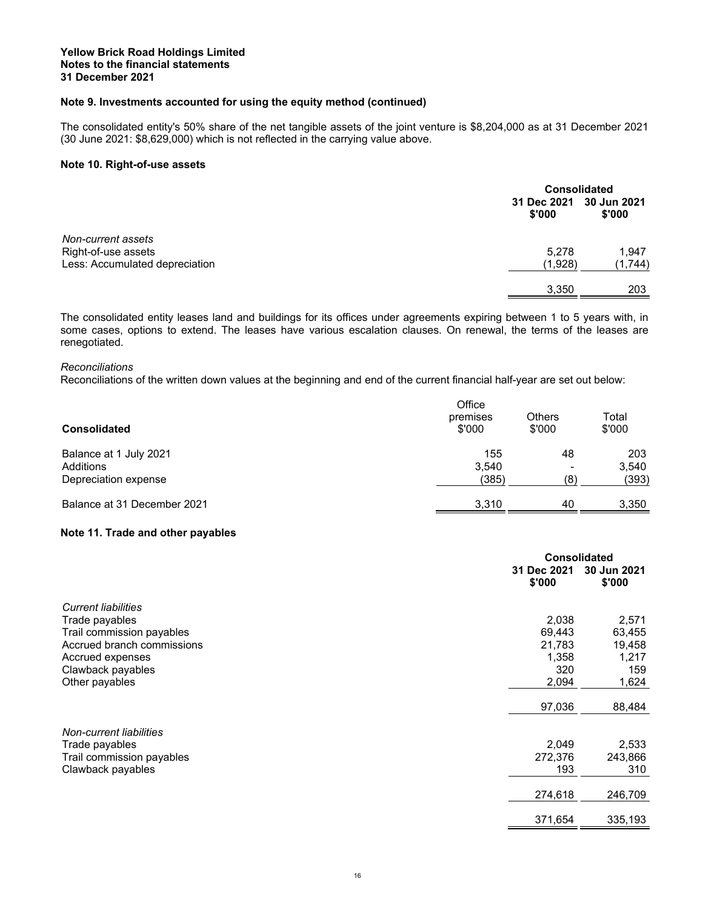**Yellow Brick Road Holdings Limited**
**Notes to the financial statements**
**31 December 2021**

## Note 9. Investments accounted for using the equity method (continued)

The consolidated entity's 50% share of the net tangible assets of the joint venture is $8,204,000 as at 31 December 2021 (30 June 2021: $8,629,000) which is not reflected in the carrying value above.

## Note 10. Right-of-use assets

| | Consolidated | |
|---|---|---|
| | 31 Dec 2021 $'000 | 30 Jun 2021 $'000 |
| *Non-current assets* | | |
| Right-of-use assets | 5,278 | 1,947 |
| Less: Accumulated depreciation | (1,928) | (1,744) |
| | 3,350 | 203 |

The consolidated entity leases land and buildings for its offices under agreements expiring between 1 to 5 years with, in some cases, options to extend. The leases have various escalation clauses. On renewal, the terms of the leases are renegotiated.

*Reconciliations*

Reconciliations of the written down values at the beginning and end of the current financial half-year are set out below:

| Consolidated | Office premises $'000 | Others $'000 | Total $'000 |
|---|---|---|---|
| Balance at 1 July 2021 | 155 | 48 | 203 |
| Additions | 3,540 | - | 3,540 |
| Depreciation expense | (385) | (8) | (393) |
| Balance at 31 December 2021 | 3,310 | 40 | 3,350 |

## Note 11. Trade and other payables

| | Consolidated | |
|---|---|---|
| | 31 Dec 2021 $'000 | 30 Jun 2021 $'000 |
| *Current liabilities* | | |
| Trade payables | 2,038 | 2,571 |
| Trail commission payables | 69,443 | 63,455 |
| Accrued branch commissions | 21,783 | 19,458 |
| Accrued expenses | 1,358 | 1,217 |
| Clawback payables | 320 | 159 |
| Other payables | 2,094 | 1,624 |
| | 97,036 | 88,484 |
| *Non-current liabilities* | | |
| Trade payables | 2,049 | 2,533 |
| Trail commission payables | 272,376 | 243,866 |
| Clawback payables | 193 | 310 |
| | 274,618 | 246,709 |
| | 371,654 | 335,193 |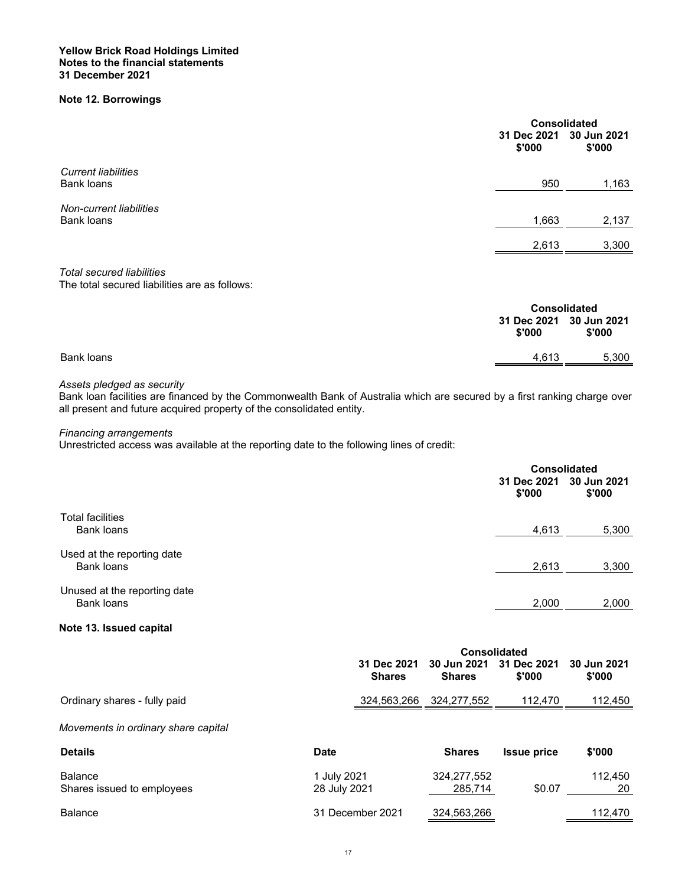**Yellow Brick Road Holdings Limited**
**Notes to the financial statements**
**31 December 2021**

## Note 12. Borrowings

| | Consolidated | |
|---|---|---|
| | 31 Dec 2021 $'000 | 30 Jun 2021 $'000 |
| *Current liabilities* | | |
| Bank loans | 950 | 1,163 |
| *Non-current liabilities* | | |
| Bank loans | 1,663 | 2,137 |
| | 2,613 | 3,300 |

*Total secured liabilities*
The total secured liabilities are as follows:

| | Consolidated | |
|---|---|---|
| | 31 Dec 2021 $'000 | 30 Jun 2021 $'000 |
| Bank loans | 4,613 | 5,300 |

*Assets pledged as security*
Bank loan facilities are financed by the Commonwealth Bank of Australia which are secured by a first ranking charge over all present and future acquired property of the consolidated entity.

*Financing arrangements*
Unrestricted access was available at the reporting date to the following lines of credit:

| | Consolidated | |
|---|---|---|
| | 31 Dec 2021 $'000 | 30 Jun 2021 $'000 |
| Total facilities | | |
| Bank loans | 4,613 | 5,300 |
| Used at the reporting date | | |
| Bank loans | 2,613 | 3,300 |
| Unused at the reporting date | | |
| Bank loans | 2,000 | 2,000 |

## Note 13. Issued capital

| | Consolidated | | | |
|---|---|---|---|---|
| | 31 Dec 2021 Shares | 30 Jun 2021 Shares | 31 Dec 2021 $'000 | 30 Jun 2021 $'000 |
| Ordinary shares - fully paid | 324,563,266 | 324,277,552 | 112,470 | 112,450 |

*Movements in ordinary share capital*

| Details | Date | Shares | Issue price | $'000 |
|---|---|---|---|---|
| Balance | 1 July 2021 | 324,277,552 | | 112,450 |
| Shares issued to employees | 28 July 2021 | 285,714 | $0.07 | 20 |
| Balance | 31 December 2021 | 324,563,266 | | 112,470 |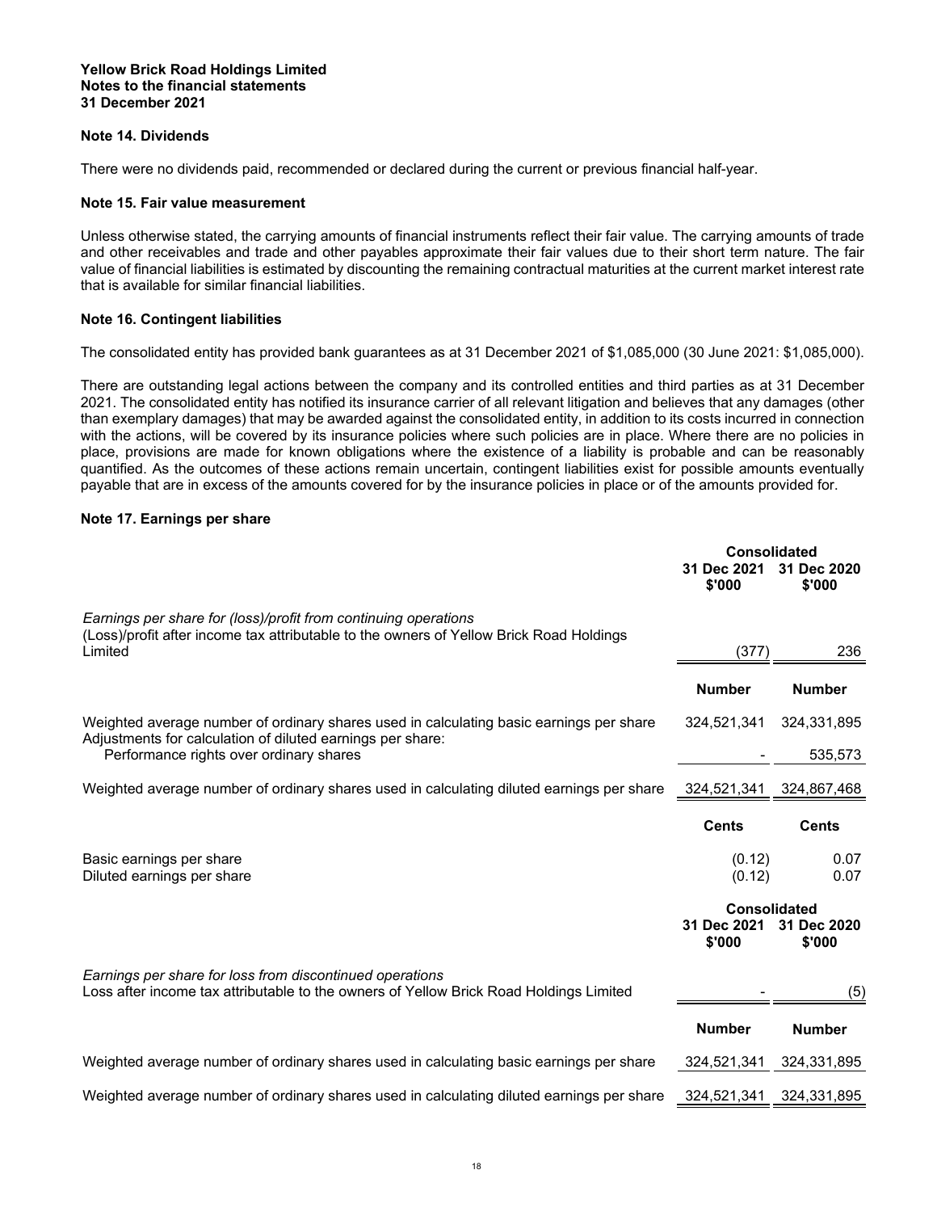**Yellow Brick Road Holdings Limited**
**Notes to the financial statements**
**31 December 2021**

## Note 14. Dividends

There were no dividends paid, recommended or declared during the current or previous financial half-year.

## Note 15. Fair value measurement

Unless otherwise stated, the carrying amounts of financial instruments reflect their fair value. The carrying amounts of trade and other receivables and trade and other payables approximate their fair values due to their short term nature. The fair value of financial liabilities is estimated by discounting the remaining contractual maturities at the current market interest rate that is available for similar financial liabilities.

## Note 16. Contingent liabilities

The consolidated entity has provided bank guarantees as at 31 December 2021 of $1,085,000 (30 June 2021: $1,085,000).

There are outstanding legal actions between the company and its controlled entities and third parties as at 31 December 2021. The consolidated entity has notified its insurance carrier of all relevant litigation and believes that any damages (other than exemplary damages) that may be awarded against the consolidated entity, in addition to its costs incurred in connection with the actions, will be covered by its insurance policies where such policies are in place. Where there are no policies in place, provisions are made for known obligations where the existence of a liability is probable and can be reasonably quantified. As the outcomes of these actions remain uncertain, contingent liabilities exist for possible amounts eventually payable that are in excess of the amounts covered for by the insurance policies in place or of the amounts provided for.

## Note 17. Earnings per share

| | Consolidated | |
|---|---|---|
| | 31 Dec 2021 $'000 | 31 Dec 2020 $'000 |
| *Earnings per share for (loss)/profit from continuing operations* | | |
| (Loss)/profit after income tax attributable to the owners of Yellow Brick Road Holdings Limited | (377) | 236 |
| | **Number** | **Number** |
| Weighted average number of ordinary shares used in calculating basic earnings per share | 324,521,341 | 324,331,895 |
| Adjustments for calculation of diluted earnings per share: | | |
| Performance rights over ordinary shares | - | 535,573 |
| Weighted average number of ordinary shares used in calculating diluted earnings per share | 324,521,341 | 324,867,468 |
| | **Cents** | **Cents** |
| Basic earnings per share | (0.12) | 0.07 |
| Diluted earnings per share | (0.12) | 0.07 |

| | Consolidated | |
|---|---|---|
| | 31 Dec 2021 $'000 | 31 Dec 2020 $'000 |
| *Earnings per share for loss from discontinued operations* | | |
| Loss after income tax attributable to the owners of Yellow Brick Road Holdings Limited | - | (5) |
| | **Number** | **Number** |
| Weighted average number of ordinary shares used in calculating basic earnings per share | 324,521,341 | 324,331,895 |
| Weighted average number of ordinary shares used in calculating diluted earnings per share | 324,521,341 | 324,331,895 |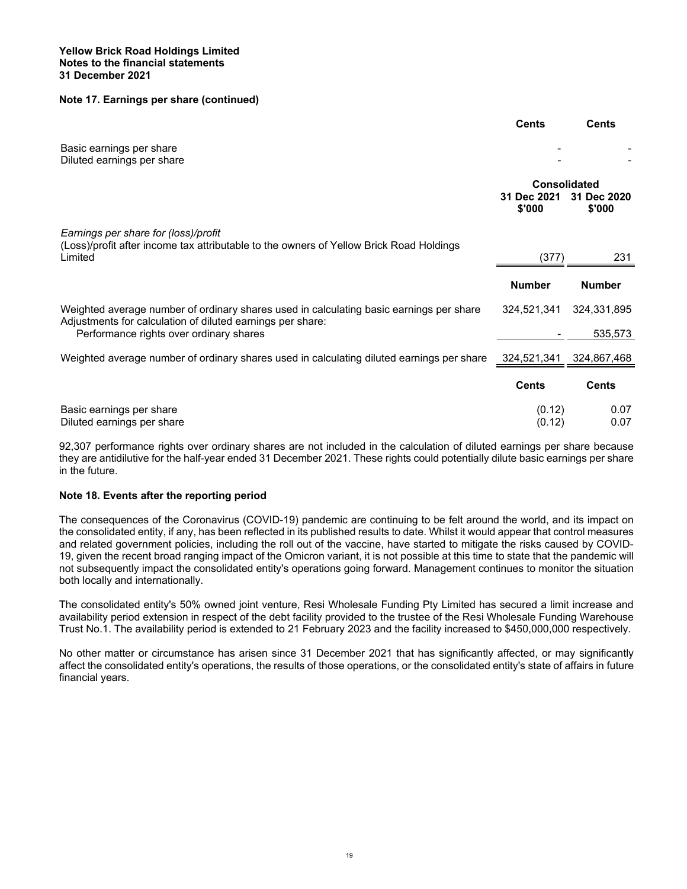**Yellow Brick Road Holdings Limited**
**Notes to the financial statements**
**31 December 2021**

## Note 17. Earnings per share (continued)

| | Cents | Cents |
|---|---|---|
| Basic earnings per share | - | - |
| Diluted earnings per share | - | - |

| | Consolidated | |
|---|---|---|
| | 31 Dec 2021 $'000 | 31 Dec 2020 $'000 |
| *Earnings per share for (loss)/profit* | | |
| (Loss)/profit after income tax attributable to the owners of Yellow Brick Road Holdings Limited | (377) | 231 |
| | **Number** | **Number** |
| Weighted average number of ordinary shares used in calculating basic earnings per share | 324,521,341 | 324,331,895 |
| Adjustments for calculation of diluted earnings per share: | | |
| Performance rights over ordinary shares | - | 535,573 |
| Weighted average number of ordinary shares used in calculating diluted earnings per share | 324,521,341 | 324,867,468 |
| | **Cents** | **Cents** |
| Basic earnings per share | (0.12) | 0.07 |
| Diluted earnings per share | (0.12) | 0.07 |

92,307 performance rights over ordinary shares are not included in the calculation of diluted earnings per share because they are antidilutive for the half-year ended 31 December 2021. These rights could potentially dilute basic earnings per share in the future.

## Note 18. Events after the reporting period

The consequences of the Coronavirus (COVID-19) pandemic are continuing to be felt around the world, and its impact on the consolidated entity, if any, has been reflected in its published results to date. Whilst it would appear that control measures and related government policies, including the roll out of the vaccine, have started to mitigate the risks caused by COVID-19, given the recent broad ranging impact of the Omicron variant, it is not possible at this time to state that the pandemic will not subsequently impact the consolidated entity's operations going forward. Management continues to monitor the situation both locally and internationally.

The consolidated entity's 50% owned joint venture, Resi Wholesale Funding Pty Limited has secured a limit increase and availability period extension in respect of the debt facility provided to the trustee of the Resi Wholesale Funding Warehouse Trust No.1. The availability period is extended to 21 February 2023 and the facility increased to $450,000,000 respectively.

No other matter or circumstance has arisen since 31 December 2021 that has significantly affected, or may significantly affect the consolidated entity's operations, the results of those operations, or the consolidated entity's state of affairs in future financial years.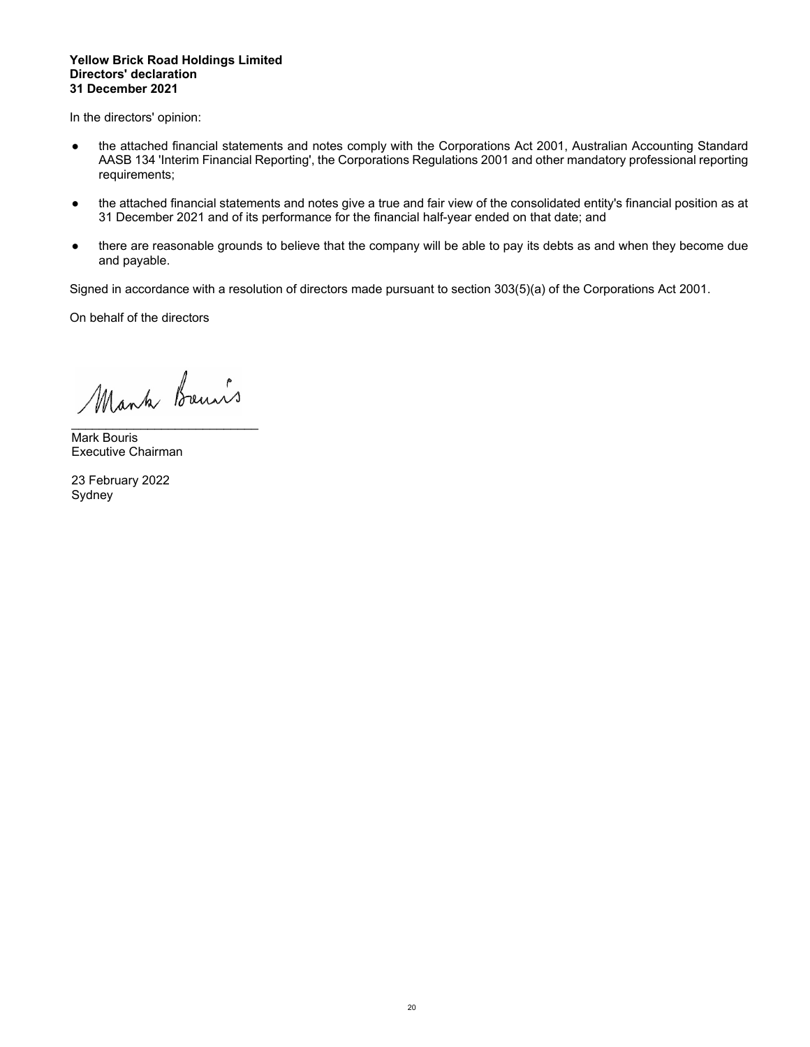**Yellow Brick Road Holdings Limited**
**Directors' declaration**
**31 December 2021**

In the directors' opinion:

- the attached financial statements and notes comply with the Corporations Act 2001, Australian Accounting Standard AASB 134 'Interim Financial Reporting', the Corporations Regulations 2001 and other mandatory professional reporting requirements;
- the attached financial statements and notes give a true and fair view of the consolidated entity's financial position as at 31 December 2021 and of its performance for the financial half-year ended on that date; and
- there are reasonable grounds to believe that the company will be able to pay its debts as and when they become due and payable.

Signed in accordance with a resolution of directors made pursuant to section 303(5)(a) of the Corporations Act 2001.

On behalf of the directors

___________________________
Mark Bouris
Executive Chairman

23 February 2022
Sydney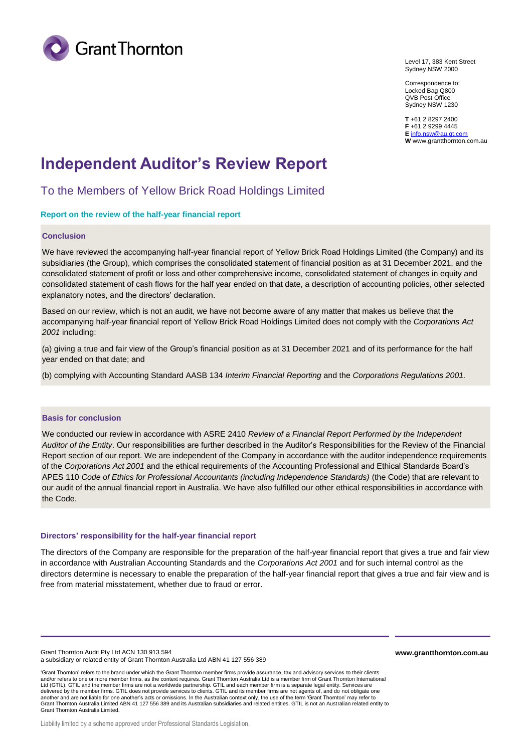Level 17, 383 Kent Street
Sydney NSW 2000

Correspondence to:
Locked Bag Q800
QVB Post Office
Sydney NSW 1230

**T** +61 2 8297 2400
**F** +61 2 9299 4445
**E** info.nsw@au.gt.com
**W** www.grantthornton.com.au

# Independent Auditor's Review Report

## To the Members of Yellow Brick Road Holdings Limited

### Report on the review of the half-year financial report

#### Conclusion

We have reviewed the accompanying half-year financial report of Yellow Brick Road Holdings Limited (the Company) and its subsidiaries (the Group), which comprises the consolidated statement of financial position as at 31 December 2021, and the consolidated statement of profit or loss and other comprehensive income, consolidated statement of changes in equity and consolidated statement of cash flows for the half year ended on that date, a description of accounting policies, other selected explanatory notes, and the directors' declaration.

Based on our review, which is not an audit, we have not become aware of any matter that makes us believe that the accompanying half-year financial report of Yellow Brick Road Holdings Limited does not comply with the *Corporations Act 2001* including:

(a) giving a true and fair view of the Group's financial position as at 31 December 2021 and of its performance for the half year ended on that date; and

(b) complying with Accounting Standard AASB 134 *Interim Financial Reporting* and the *Corporations Regulations 2001*.

#### Basis for conclusion

We conducted our review in accordance with ASRE 2410 *Review of a Financial Report Performed by the Independent Auditor of the Entity*. Our responsibilities are further described in the Auditor's Responsibilities for the Review of the Financial Report section of our report. We are independent of the Company in accordance with the auditor independence requirements of the *Corporations Act 2001* and the ethical requirements of the Accounting Professional and Ethical Standards Board's APES 110 *Code of Ethics for Professional Accountants (including Independence Standards)* (the Code) that are relevant to our audit of the annual financial report in Australia. We have also fulfilled our other ethical responsibilities in accordance with the Code.

#### Directors' responsibility for the half-year financial report

The directors of the Company are responsible for the preparation of the half-year financial report that gives a true and fair view in accordance with Australian Accounting Standards and the *Corporations Act 2001* and for such internal control as the directors determine is necessary to enable the preparation of the half-year financial report that gives a true and fair view and is free from material misstatement, whether due to fraud or error.

Grant Thornton Audit Pty Ltd ACN 130 913 594
a subsidiary or related entity of Grant Thornton Australia Ltd ABN 41 127 556 389

www.grantthornton.com.au

'Grant Thornton' refers to the brand under which the Grant Thornton member firms provide assurance, tax and advisory services to their clients and/or refers to one or more member firms, as the context requires. Grant Thornton Australia Ltd is a member firm of Grant Thornton International Ltd (GTIL). GTIL and the member firms are not a worldwide partnership. GTIL and each member firm is a separate legal entity. Services are delivered by the member firms. GTIL does not provide services to clients. GTIL and its member firms are not agents of, and do not obligate one another and are not liable for one another's acts or omissions. In the Australian context only, the use of the term 'Grant Thornton' may refer to Grant Thornton Australia Limited ABN 41 127 556 389 and its Australian subsidiaries and related entities. GTIL is not an Australian related entity to Grant Thornton Australia Limited.

Liability limited by a scheme approved under Professional Standards Legislation.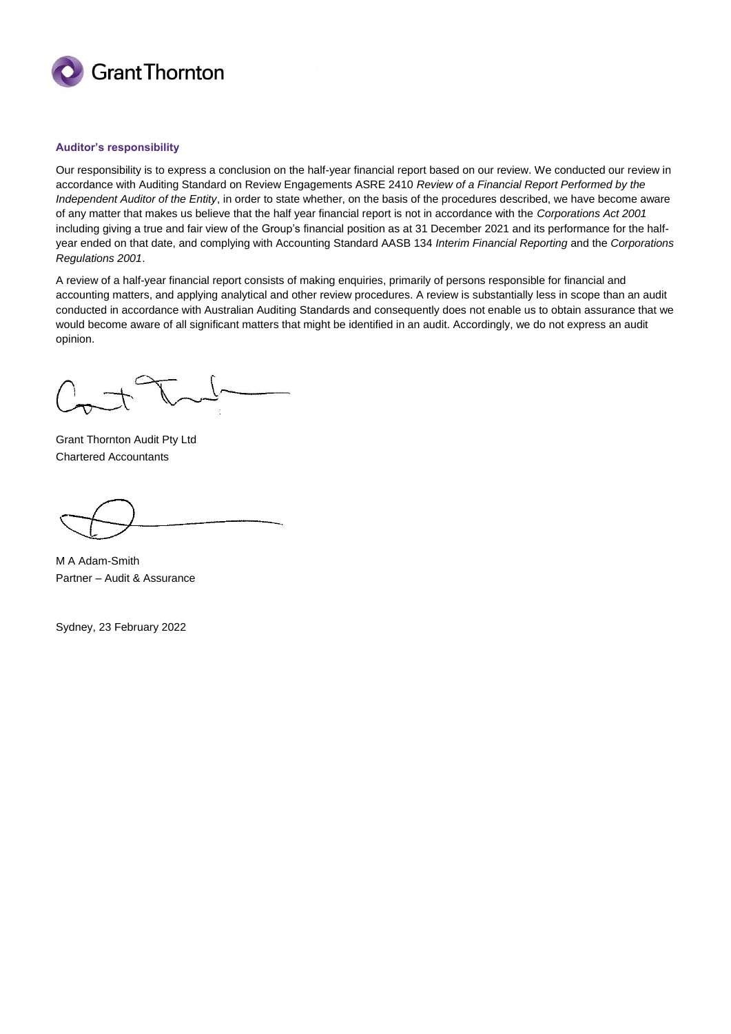### Auditor's responsibility

Our responsibility is to express a conclusion on the half-year financial report based on our review. We conducted our review in accordance with Auditing Standard on Review Engagements ASRE 2410 *Review of a Financial Report Performed by the Independent Auditor of the Entity*, in order to state whether, on the basis of the procedures described, we have become aware of any matter that makes us believe that the half year financial report is not in accordance with the *Corporations Act 2001* including giving a true and fair view of the Group's financial position as at 31 December 2021 and its performance for the half-year ended on that date, and complying with Accounting Standard AASB 134 *Interim Financial Reporting* and the *Corporations Regulations 2001*.

A review of a half-year financial report consists of making enquiries, primarily of persons responsible for financial and accounting matters, and applying analytical and other review procedures. A review is substantially less in scope than an audit conducted in accordance with Australian Auditing Standards and consequently does not enable us to obtain assurance that we would become aware of all significant matters that might be identified in an audit. Accordingly, we do not express an audit opinion.

Grant Thornton Audit Pty Ltd
Chartered Accountants

M A Adam-Smith
Partner – Audit & Assurance

Sydney, 23 February 2022